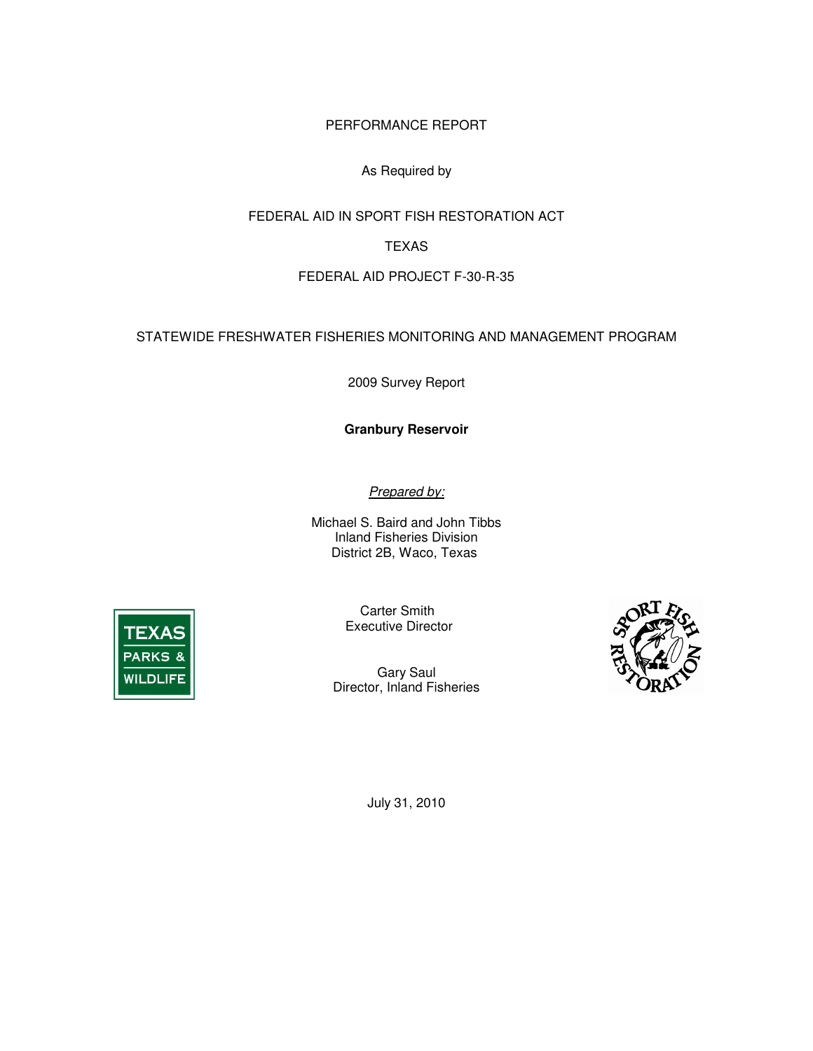PERFORMANCE REPORT

As Required by

FEDERAL AID IN SPORT FISH RESTORATION ACT

TEXAS

FEDERAL AID PROJECT F-30-R-35

STATEWIDE FRESHWATER FISHERIES MONITORING AND MANAGEMENT PROGRAM

2009 Survey Report

**Granbury Reservoir**

*Prepared by:*

Michael S. Baird and John Tibbs
Inland Fisheries Division
District 2B, Waco, Texas

TEXAS PARKS & WILDLIFE

Carter Smith
Executive Director

Gary Saul
Director, Inland Fisheries

SPORT FISH RESTORATION

July 31, 2010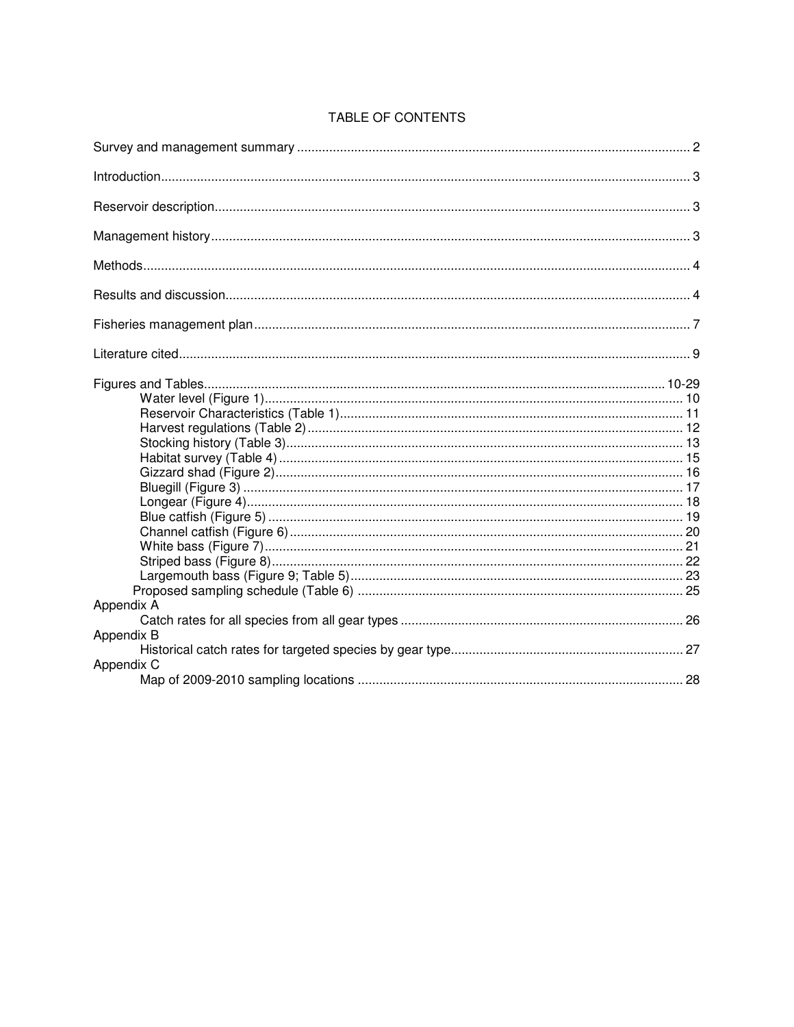# TABLE OF CONTENTS

Survey and management summary ........................................................................................................ 2

Introduction.............................................................................................................................................. 3

Reservoir description............................................................................................................................... 3

Management history................................................................................................................................ 3

Methods................................................................................................................................................... 4

Results and discussion............................................................................................................................ 4

Fisheries management plan.................................................................................................................... 7

Literature cited......................................................................................................................................... 9

Figures and Tables............................................................................................................................ 10-29
- Water level (Figure 1)................................................................................................ 10
- Reservoir Characteristics (Table 1)........................................................................... 11
- Harvest regulations (Table 2).................................................................................... 12
- Stocking history (Table 3).......................................................................................... 13
- Habitat survey (Table 4)............................................................................................ 15
- Gizzard shad (Figure 2)............................................................................................. 16
- Bluegill (Figure 3)...................................................................................................... 17
- Longear (Figure 4)..................................................................................................... 18
- Blue catfish (Figure 5)............................................................................................... 19
- Channel catfish (Figure 6)......................................................................................... 20
- White bass (Figure 7)................................................................................................ 21
- Striped bass (Figure 8).............................................................................................. 22
- Largemouth bass (Figure 9; Table 5)........................................................................ 23
- Proposed sampling schedule (Table 6)..................................................................... 25

Appendix A
- Catch rates for all species from all gear types.......................................................... 26

Appendix B
- Historical catch rates for targeted species by gear type............................................ 27

Appendix C
- Map of 2009-2010 sampling locations....................................................................... 28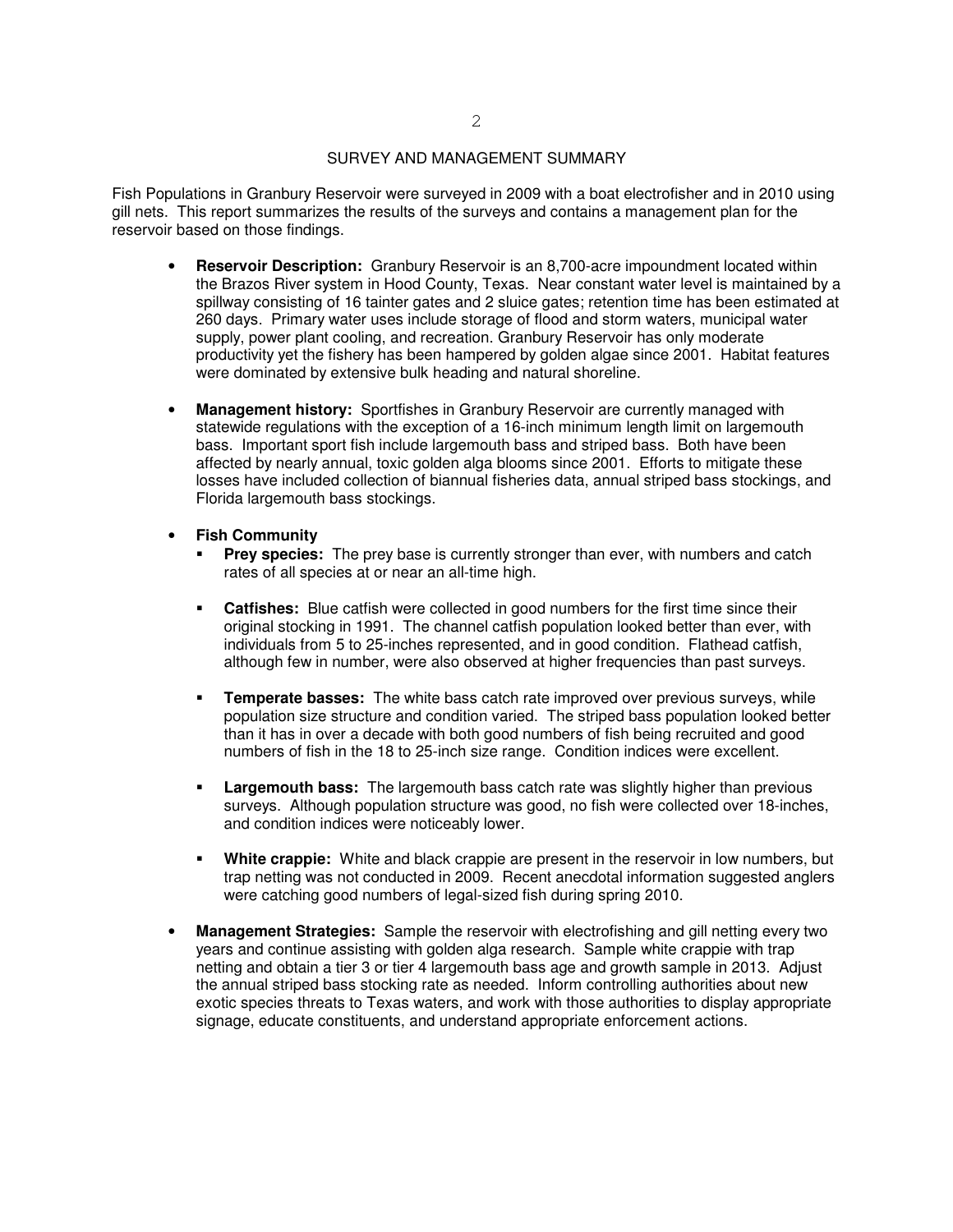# SURVEY AND MANAGEMENT SUMMARY

Fish Populations in Granbury Reservoir were surveyed in 2009 with a boat electrofisher and in 2010 using gill nets. This report summarizes the results of the surveys and contains a management plan for the reservoir based on those findings.

- **Reservoir Description:** Granbury Reservoir is an 8,700-acre impoundment located within the Brazos River system in Hood County, Texas. Near constant water level is maintained by a spillway consisting of 16 tainter gates and 2 sluice gates; retention time has been estimated at 260 days. Primary water uses include storage of flood and storm waters, municipal water supply, power plant cooling, and recreation. Granbury Reservoir has only moderate productivity yet the fishery has been hampered by golden algae since 2001. Habitat features were dominated by extensive bulk heading and natural shoreline.

- **Management history:** Sportfishes in Granbury Reservoir are currently managed with statewide regulations with the exception of a 16-inch minimum length limit on largemouth bass. Important sport fish include largemouth bass and striped bass. Both have been affected by nearly annual, toxic golden alga blooms since 2001. Efforts to mitigate these losses have included collection of biannual fisheries data, annual striped bass stockings, and Florida largemouth bass stockings.

- **Fish Community**
  - **Prey species:** The prey base is currently stronger than ever, with numbers and catch rates of all species at or near an all-time high.
  - **Catfishes:** Blue catfish were collected in good numbers for the first time since their original stocking in 1991. The channel catfish population looked better than ever, with individuals from 5 to 25-inches represented, and in good condition. Flathead catfish, although few in number, were also observed at higher frequencies than past surveys.
  - **Temperate basses:** The white bass catch rate improved over previous surveys, while population size structure and condition varied. The striped bass population looked better than it has in over a decade with both good numbers of fish being recruited and good numbers of fish in the 18 to 25-inch size range. Condition indices were excellent.
  - **Largemouth bass:** The largemouth bass catch rate was slightly higher than previous surveys. Although population structure was good, no fish were collected over 18-inches, and condition indices were noticeably lower.
  - **White crappie:** White and black crappie are present in the reservoir in low numbers, but trap netting was not conducted in 2009. Recent anecdotal information suggested anglers were catching good numbers of legal-sized fish during spring 2010.

- **Management Strategies:** Sample the reservoir with electrofishing and gill netting every two years and continue assisting with golden alga research. Sample white crappie with trap netting and obtain a tier 3 or tier 4 largemouth bass age and growth sample in 2013. Adjust the annual striped bass stocking rate as needed. Inform controlling authorities about new exotic species threats to Texas waters, and work with those authorities to display appropriate signage, educate constituents, and understand appropriate enforcement actions.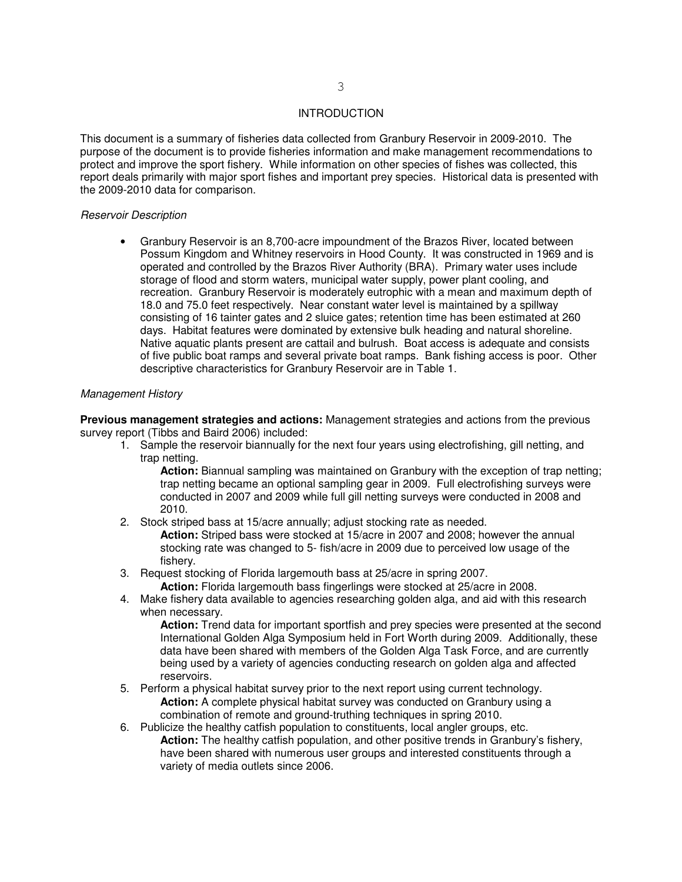# INTRODUCTION

This document is a summary of fisheries data collected from Granbury Reservoir in 2009-2010. The purpose of the document is to provide fisheries information and make management recommendations to protect and improve the sport fishery. While information on other species of fishes was collected, this report deals primarily with major sport fishes and important prey species. Historical data is presented with the 2009-2010 data for comparison.

*Reservoir Description*

- Granbury Reservoir is an 8,700-acre impoundment of the Brazos River, located between Possum Kingdom and Whitney reservoirs in Hood County. It was constructed in 1969 and is operated and controlled by the Brazos River Authority (BRA). Primary water uses include storage of flood and storm waters, municipal water supply, power plant cooling, and recreation. Granbury Reservoir is moderately eutrophic with a mean and maximum depth of 18.0 and 75.0 feet respectively. Near constant water level is maintained by a spillway consisting of 16 tainter gates and 2 sluice gates; retention time has been estimated at 260 days. Habitat features were dominated by extensive bulk heading and natural shoreline. Native aquatic plants present are cattail and bulrush. Boat access is adequate and consists of five public boat ramps and several private boat ramps. Bank fishing access is poor. Other descriptive characteristics for Granbury Reservoir are in Table 1.

*Management History*

**Previous management strategies and actions:** Management strategies and actions from the previous survey report (Tibbs and Baird 2006) included:

1. Sample the reservoir biannually for the next four years using electrofishing, gill netting, and trap netting.
   **Action:** Biannual sampling was maintained on Granbury with the exception of trap netting; trap netting became an optional sampling gear in 2009. Full electrofishing surveys were conducted in 2007 and 2009 while full gill netting surveys were conducted in 2008 and 2010.
2. Stock striped bass at 15/acre annually; adjust stocking rate as needed.
   **Action:** Striped bass were stocked at 15/acre in 2007 and 2008; however the annual stocking rate was changed to 5- fish/acre in 2009 due to perceived low usage of the fishery.
3. Request stocking of Florida largemouth bass at 25/acre in spring 2007.
   **Action:** Florida largemouth bass fingerlings were stocked at 25/acre in 2008.
4. Make fishery data available to agencies researching golden alga, and aid with this research when necessary.
   **Action:** Trend data for important sportfish and prey species were presented at the second International Golden Alga Symposium held in Fort Worth during 2009. Additionally, these data have been shared with members of the Golden Alga Task Force, and are currently being used by a variety of agencies conducting research on golden alga and affected reservoirs.
5. Perform a physical habitat survey prior to the next report using current technology.
   **Action:** A complete physical habitat survey was conducted on Granbury using a combination of remote and ground-truthing techniques in spring 2010.
6. Publicize the healthy catfish population to constituents, local angler groups, etc.
   **Action:** The healthy catfish population, and other positive trends in Granbury's fishery, have been shared with numerous user groups and interested constituents through a variety of media outlets since 2006.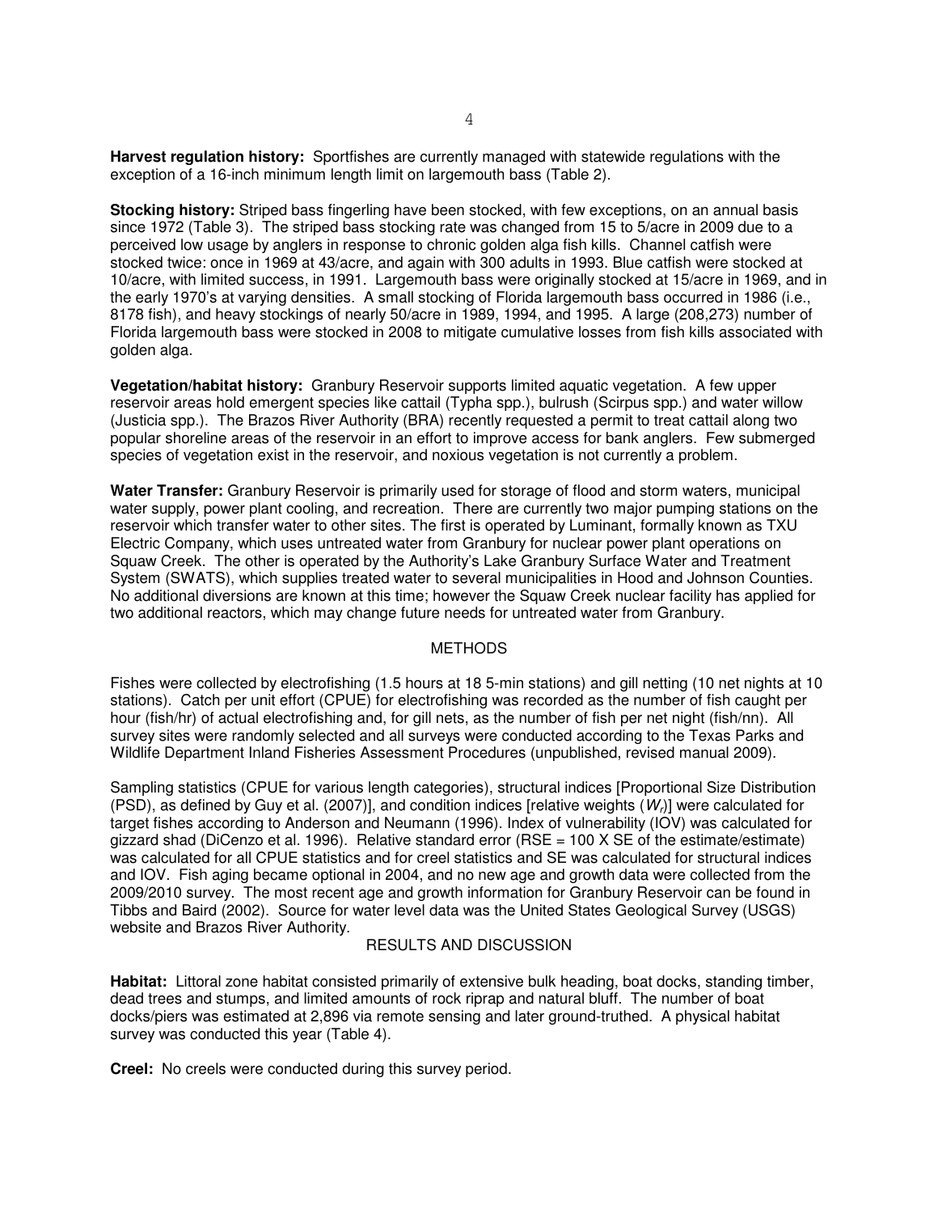**Harvest regulation history:** Sportfishes are currently managed with statewide regulations with the exception of a 16-inch minimum length limit on largemouth bass (Table 2).

**Stocking history:** Striped bass fingerling have been stocked, with few exceptions, on an annual basis since 1972 (Table 3). The striped bass stocking rate was changed from 15 to 5/acre in 2009 due to a perceived low usage by anglers in response to chronic golden alga fish kills. Channel catfish were stocked twice: once in 1969 at 43/acre, and again with 300 adults in 1993. Blue catfish were stocked at 10/acre, with limited success, in 1991. Largemouth bass were originally stocked at 15/acre in 1969, and in the early 1970's at varying densities. A small stocking of Florida largemouth bass occurred in 1986 (i.e., 8178 fish), and heavy stockings of nearly 50/acre in 1989, 1994, and 1995. A large (208,273) number of Florida largemouth bass were stocked in 2008 to mitigate cumulative losses from fish kills associated with golden alga.

**Vegetation/habitat history:** Granbury Reservoir supports limited aquatic vegetation. A few upper reservoir areas hold emergent species like cattail (Typha spp.), bulrush (Scirpus spp.) and water willow (Justicia spp.). The Brazos River Authority (BRA) recently requested a permit to treat cattail along two popular shoreline areas of the reservoir in an effort to improve access for bank anglers. Few submerged species of vegetation exist in the reservoir, and noxious vegetation is not currently a problem.

**Water Transfer:** Granbury Reservoir is primarily used for storage of flood and storm waters, municipal water supply, power plant cooling, and recreation. There are currently two major pumping stations on the reservoir which transfer water to other sites. The first is operated by Luminant, formally known as TXU Electric Company, which uses untreated water from Granbury for nuclear power plant operations on Squaw Creek. The other is operated by the Authority's Lake Granbury Surface Water and Treatment System (SWATS), which supplies treated water to several municipalities in Hood and Johnson Counties. No additional diversions are known at this time; however the Squaw Creek nuclear facility has applied for two additional reactors, which may change future needs for untreated water from Granbury.

## METHODS

Fishes were collected by electrofishing (1.5 hours at 18 5-min stations) and gill netting (10 net nights at 10 stations). Catch per unit effort (CPUE) for electrofishing was recorded as the number of fish caught per hour (fish/hr) of actual electrofishing and, for gill nets, as the number of fish per net night (fish/nn). All survey sites were randomly selected and all surveys were conducted according to the Texas Parks and Wildlife Department Inland Fisheries Assessment Procedures (unpublished, revised manual 2009).

Sampling statistics (CPUE for various length categories), structural indices [Proportional Size Distribution (PSD), as defined by Guy et al. (2007)], and condition indices [relative weights ($W_r$)] were calculated for target fishes according to Anderson and Neumann (1996). Index of vulnerability (IOV) was calculated for gizzard shad (DiCenzo et al. 1996). Relative standard error (RSE = 100 X SE of the estimate/estimate) was calculated for all CPUE statistics and for creel statistics and SE was calculated for structural indices and IOV. Fish aging became optional in 2004, and no new age and growth data were collected from the 2009/2010 survey. The most recent age and growth information for Granbury Reservoir can be found in Tibbs and Baird (2002). Source for water level data was the United States Geological Survey (USGS) website and Brazos River Authority.

## RESULTS AND DISCUSSION

**Habitat:** Littoral zone habitat consisted primarily of extensive bulk heading, boat docks, standing timber, dead trees and stumps, and limited amounts of rock riprap and natural bluff. The number of boat docks/piers was estimated at 2,896 via remote sensing and later ground-truthed. A physical habitat survey was conducted this year (Table 4).

**Creel:** No creels were conducted during this survey period.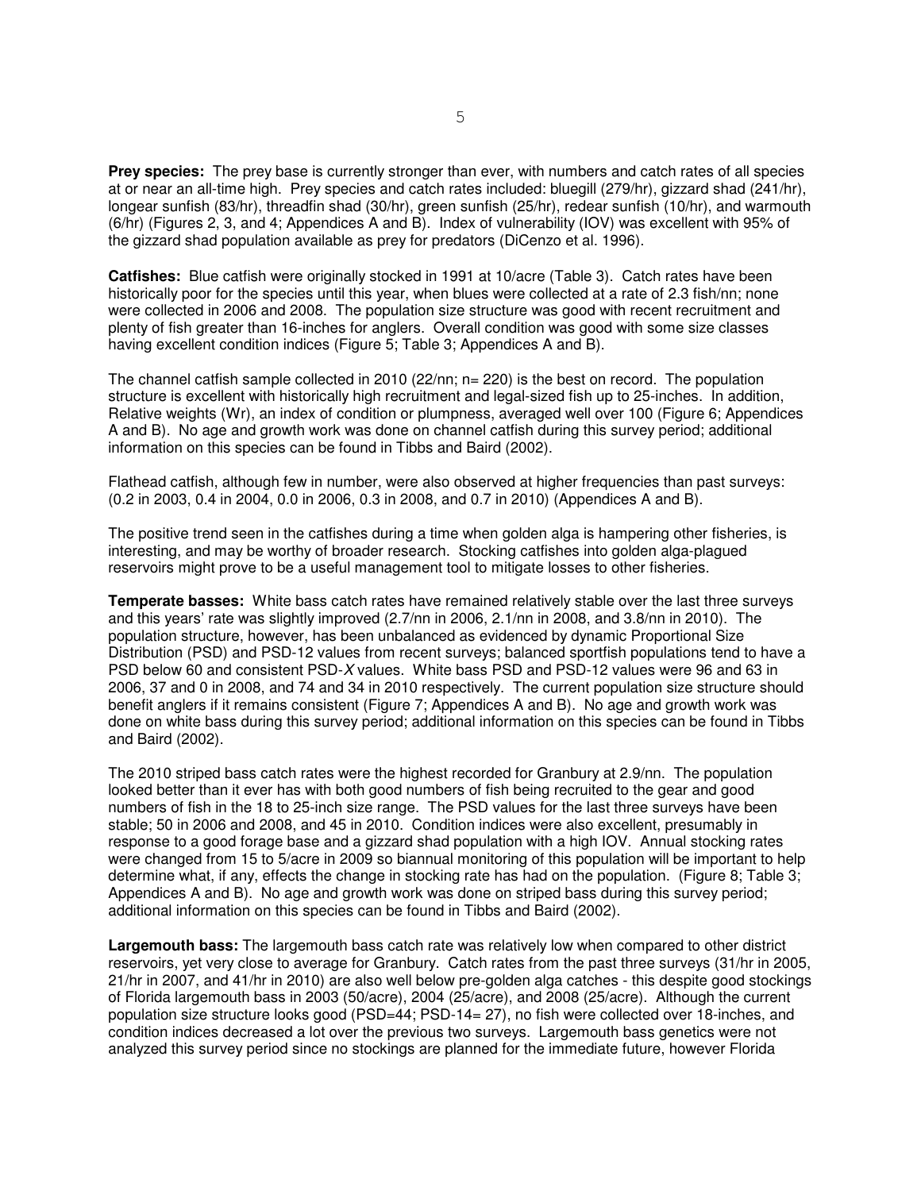**Prey species:** The prey base is currently stronger than ever, with numbers and catch rates of all species at or near an all-time high. Prey species and catch rates included: bluegill (279/hr), gizzard shad (241/hr), longear sunfish (83/hr), threadfin shad (30/hr), green sunfish (25/hr), redear sunfish (10/hr), and warmouth (6/hr) (Figures 2, 3, and 4; Appendices A and B). Index of vulnerability (IOV) was excellent with 95% of the gizzard shad population available as prey for predators (DiCenzo et al. 1996).

**Catfishes:** Blue catfish were originally stocked in 1991 at 10/acre (Table 3). Catch rates have been historically poor for the species until this year, when blues were collected at a rate of 2.3 fish/nn; none were collected in 2006 and 2008. The population size structure was good with recent recruitment and plenty of fish greater than 16-inches for anglers. Overall condition was good with some size classes having excellent condition indices (Figure 5; Table 3; Appendices A and B).

The channel catfish sample collected in 2010 (22/nn; n= 220) is the best on record. The population structure is excellent with historically high recruitment and legal-sized fish up to 25-inches. In addition, Relative weights (Wr), an index of condition or plumpness, averaged well over 100 (Figure 6; Appendices A and B). No age and growth work was done on channel catfish during this survey period; additional information on this species can be found in Tibbs and Baird (2002).

Flathead catfish, although few in number, were also observed at higher frequencies than past surveys: (0.2 in 2003, 0.4 in 2004, 0.0 in 2006, 0.3 in 2008, and 0.7 in 2010) (Appendices A and B).

The positive trend seen in the catfishes during a time when golden alga is hampering other fisheries, is interesting, and may be worthy of broader research. Stocking catfishes into golden alga-plagued reservoirs might prove to be a useful management tool to mitigate losses to other fisheries.

**Temperate basses:** White bass catch rates have remained relatively stable over the last three surveys and this years' rate was slightly improved (2.7/nn in 2006, 2.1/nn in 2008, and 3.8/nn in 2010). The population structure, however, has been unbalanced as evidenced by dynamic Proportional Size Distribution (PSD) and PSD-12 values from recent surveys; balanced sportfish populations tend to have a PSD below 60 and consistent PSD-*X* values. White bass PSD and PSD-12 values were 96 and 63 in 2006, 37 and 0 in 2008, and 74 and 34 in 2010 respectively. The current population size structure should benefit anglers if it remains consistent (Figure 7; Appendices A and B). No age and growth work was done on white bass during this survey period; additional information on this species can be found in Tibbs and Baird (2002).

The 2010 striped bass catch rates were the highest recorded for Granbury at 2.9/nn. The population looked better than it ever has with both good numbers of fish being recruited to the gear and good numbers of fish in the 18 to 25-inch size range. The PSD values for the last three surveys have been stable; 50 in 2006 and 2008, and 45 in 2010. Condition indices were also excellent, presumably in response to a good forage base and a gizzard shad population with a high IOV. Annual stocking rates were changed from 15 to 5/acre in 2009 so biannual monitoring of this population will be important to help determine what, if any, effects the change in stocking rate has had on the population. (Figure 8; Table 3; Appendices A and B). No age and growth work was done on striped bass during this survey period; additional information on this species can be found in Tibbs and Baird (2002).

**Largemouth bass:** The largemouth bass catch rate was relatively low when compared to other district reservoirs, yet very close to average for Granbury. Catch rates from the past three surveys (31/hr in 2005, 21/hr in 2007, and 41/hr in 2010) are also well below pre-golden alga catches - this despite good stockings of Florida largemouth bass in 2003 (50/acre), 2004 (25/acre), and 2008 (25/acre). Although the current population size structure looks good (PSD=44; PSD-14= 27), no fish were collected over 18-inches, and condition indices decreased a lot over the previous two surveys. Largemouth bass genetics were not analyzed this survey period since no stockings are planned for the immediate future, however Florida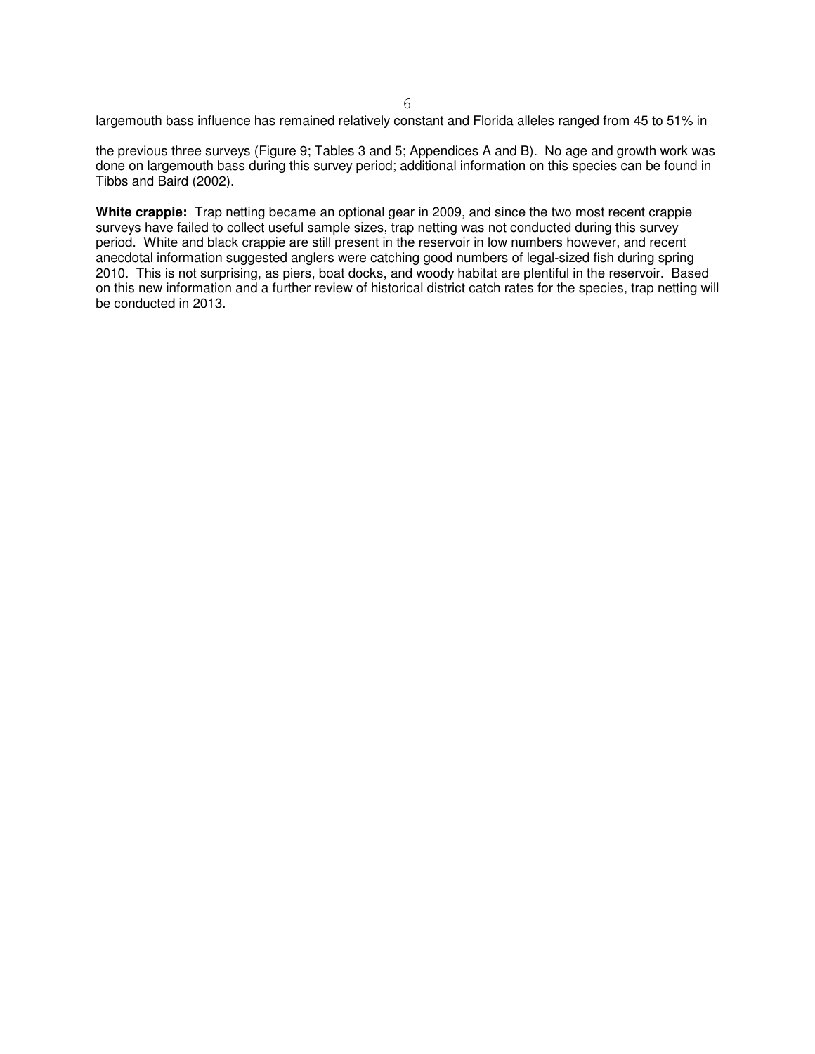largemouth bass influence has remained relatively constant and Florida alleles ranged from 45 to 51% in

the previous three surveys (Figure 9; Tables 3 and 5; Appendices A and B). No age and growth work was done on largemouth bass during this survey period; additional information on this species can be found in Tibbs and Baird (2002).

**White crappie:** Trap netting became an optional gear in 2009, and since the two most recent crappie surveys have failed to collect useful sample sizes, trap netting was not conducted during this survey period. White and black crappie are still present in the reservoir in low numbers however, and recent anecdotal information suggested anglers were catching good numbers of legal-sized fish during spring 2010. This is not surprising, as piers, boat docks, and woody habitat are plentiful in the reservoir. Based on this new information and a further review of historical district catch rates for the species, trap netting will be conducted in 2013.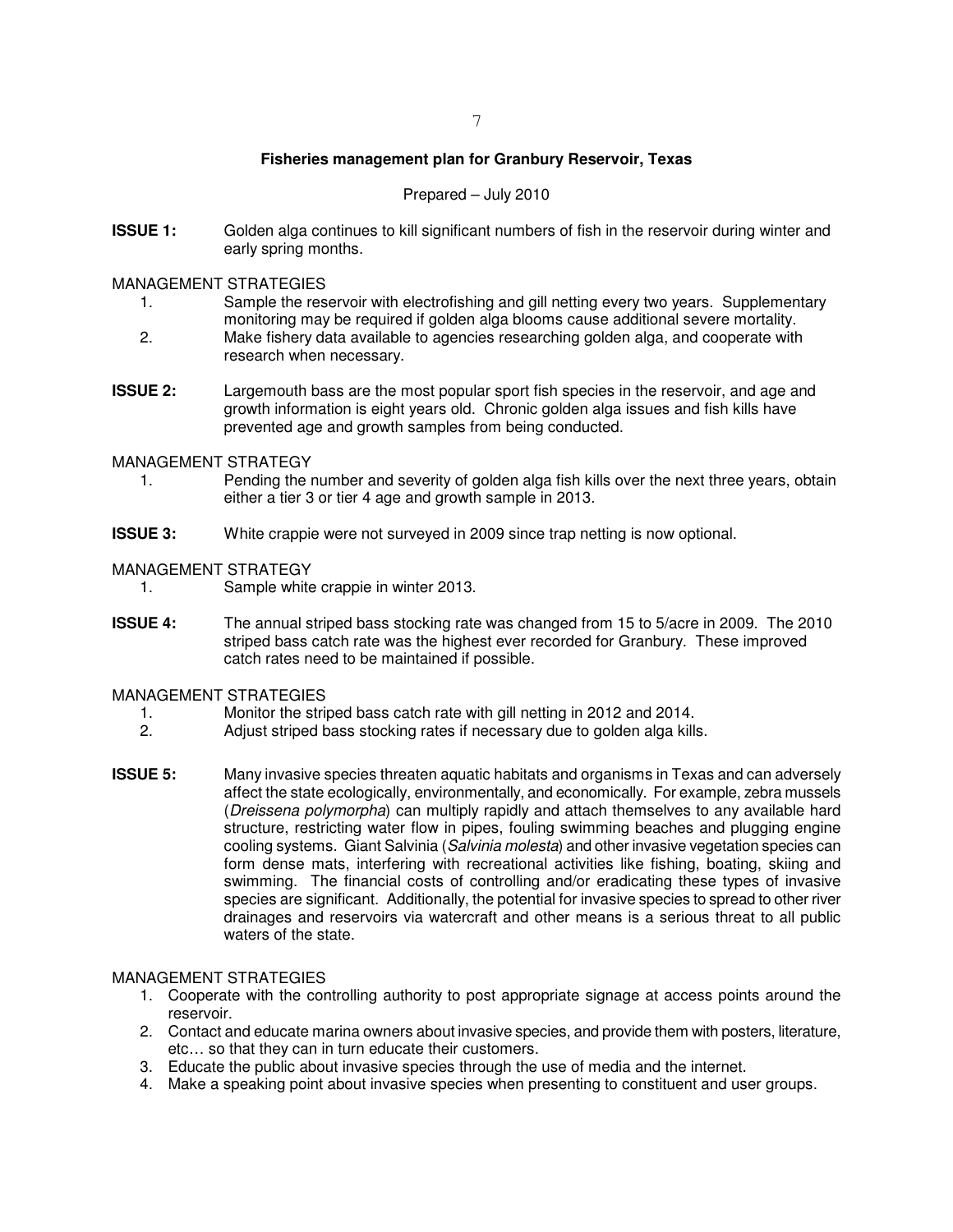## Fisheries management plan for Granbury Reservoir, Texas

Prepared – July 2010

**ISSUE 1:** Golden alga continues to kill significant numbers of fish in the reservoir during winter and early spring months.

MANAGEMENT STRATEGIES

1. Sample the reservoir with electrofishing and gill netting every two years. Supplementary monitoring may be required if golden alga blooms cause additional severe mortality.
2. Make fishery data available to agencies researching golden alga, and cooperate with research when necessary.

**ISSUE 2:** Largemouth bass are the most popular sport fish species in the reservoir, and age and growth information is eight years old. Chronic golden alga issues and fish kills have prevented age and growth samples from being conducted.

MANAGEMENT STRATEGY

1. Pending the number and severity of golden alga fish kills over the next three years, obtain either a tier 3 or tier 4 age and growth sample in 2013.

**ISSUE 3:** White crappie were not surveyed in 2009 since trap netting is now optional.

MANAGEMENT STRATEGY

1. Sample white crappie in winter 2013.

**ISSUE 4:** The annual striped bass stocking rate was changed from 15 to 5/acre in 2009. The 2010 striped bass catch rate was the highest ever recorded for Granbury. These improved catch rates need to be maintained if possible.

MANAGEMENT STRATEGIES

1. Monitor the striped bass catch rate with gill netting in 2012 and 2014.
2. Adjust striped bass stocking rates if necessary due to golden alga kills.

**ISSUE 5:** Many invasive species threaten aquatic habitats and organisms in Texas and can adversely affect the state ecologically, environmentally, and economically. For example, zebra mussels (*Dreissena polymorpha*) can multiply rapidly and attach themselves to any available hard structure, restricting water flow in pipes, fouling swimming beaches and plugging engine cooling systems. Giant Salvinia (*Salvinia molesta*) and other invasive vegetation species can form dense mats, interfering with recreational activities like fishing, boating, skiing and swimming. The financial costs of controlling and/or eradicating these types of invasive species are significant. Additionally, the potential for invasive species to spread to other river drainages and reservoirs via watercraft and other means is a serious threat to all public waters of the state.

MANAGEMENT STRATEGIES

1. Cooperate with the controlling authority to post appropriate signage at access points around the reservoir.
2. Contact and educate marina owners about invasive species, and provide them with posters, literature, etc… so that they can in turn educate their customers.
3. Educate the public about invasive species through the use of media and the internet.
4. Make a speaking point about invasive species when presenting to constituent and user groups.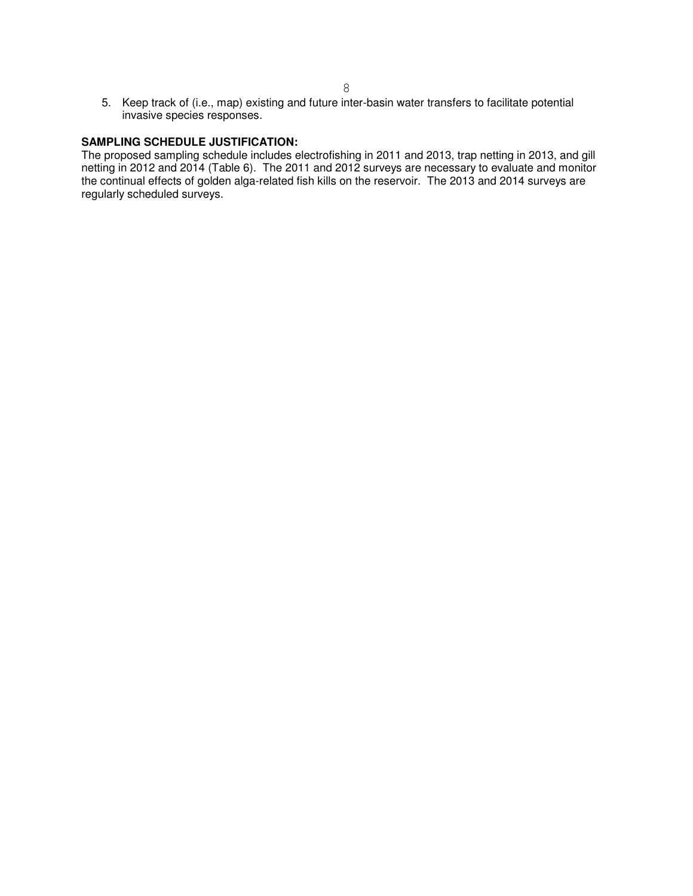5. Keep track of (i.e., map) existing and future inter-basin water transfers to facilitate potential invasive species responses.

**SAMPLING SCHEDULE JUSTIFICATION:**

The proposed sampling schedule includes electrofishing in 2011 and 2013, trap netting in 2013, and gill netting in 2012 and 2014 (Table 6). The 2011 and 2012 surveys are necessary to evaluate and monitor the continual effects of golden alga-related fish kills on the reservoir. The 2013 and 2014 surveys are regularly scheduled surveys.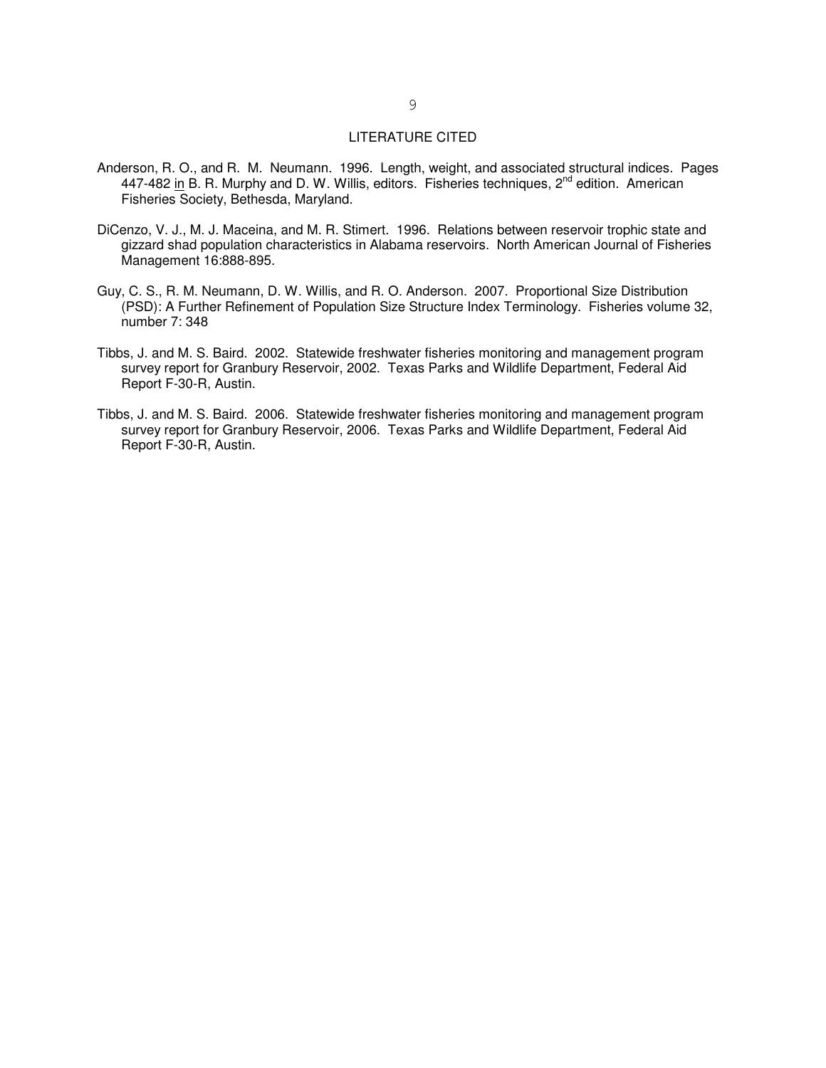## LITERATURE CITED

Anderson, R. O., and R. M. Neumann. 1996. Length, weight, and associated structural indices. Pages 447-482 in B. R. Murphy and D. W. Willis, editors. Fisheries techniques, 2nd edition. American Fisheries Society, Bethesda, Maryland.

DiCenzo, V. J., M. J. Maceina, and M. R. Stimert. 1996. Relations between reservoir trophic state and gizzard shad population characteristics in Alabama reservoirs. North American Journal of Fisheries Management 16:888-895.

Guy, C. S., R. M. Neumann, D. W. Willis, and R. O. Anderson. 2007. Proportional Size Distribution (PSD): A Further Refinement of Population Size Structure Index Terminology. Fisheries volume 32, number 7: 348

Tibbs, J. and M. S. Baird. 2002. Statewide freshwater fisheries monitoring and management program survey report for Granbury Reservoir, 2002. Texas Parks and Wildlife Department, Federal Aid Report F-30-R, Austin.

Tibbs, J. and M. S. Baird. 2006. Statewide freshwater fisheries monitoring and management program survey report for Granbury Reservoir, 2006. Texas Parks and Wildlife Department, Federal Aid Report F-30-R, Austin.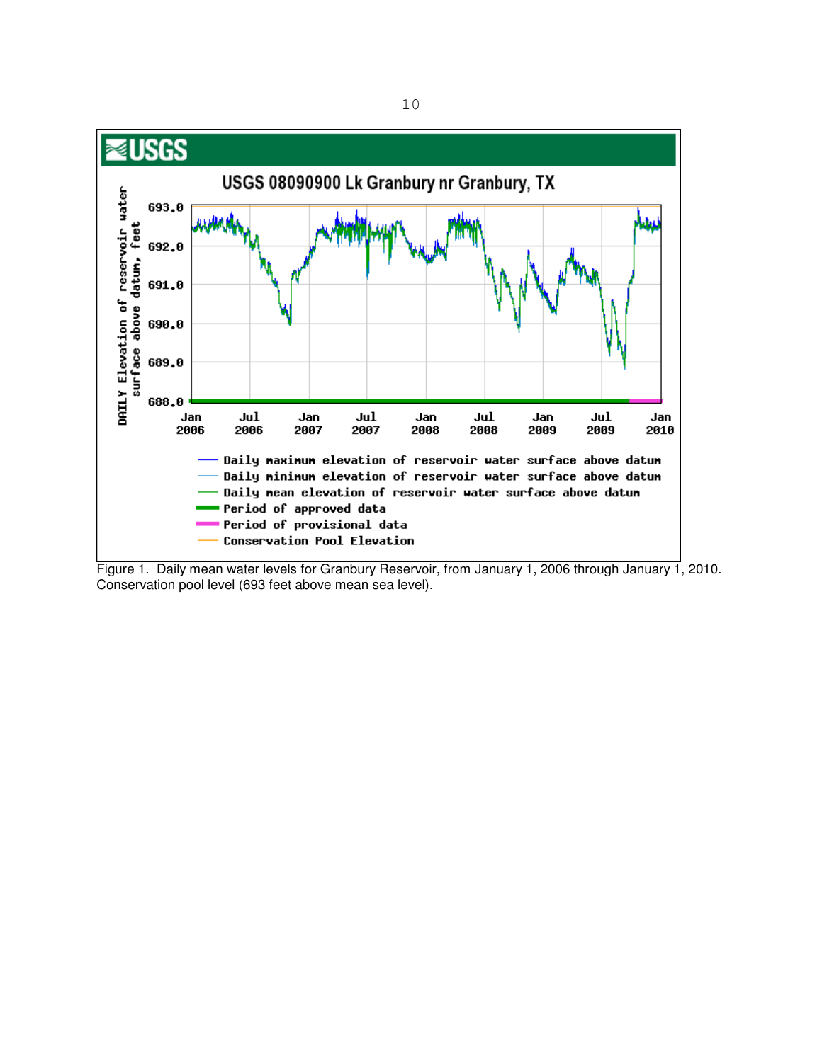Figure 1. Daily mean water levels for Granbury Reservoir, from January 1, 2006 through January 1, 2010. Conservation pool level (693 feet above mean sea level).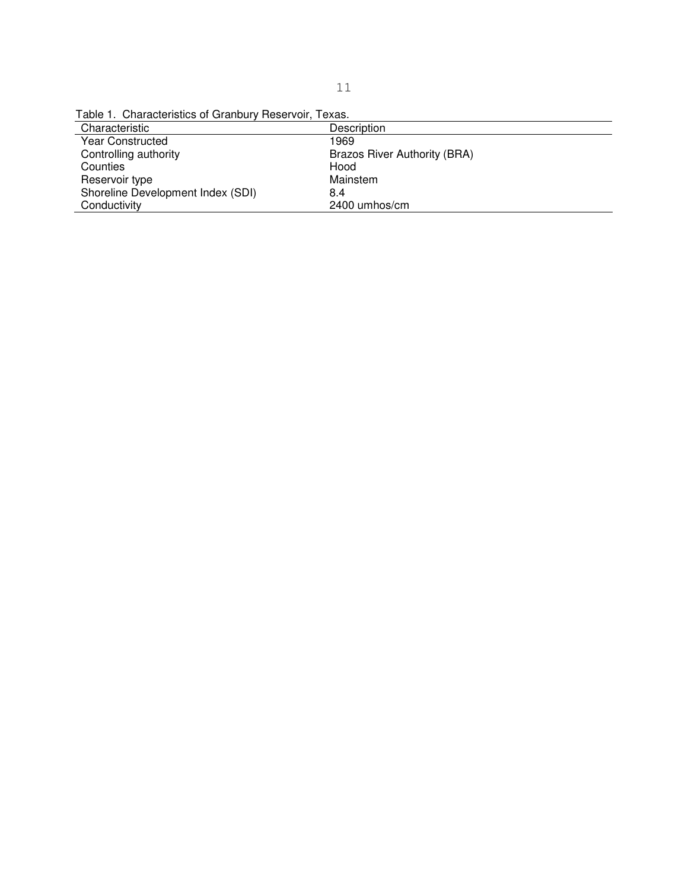Table 1. Characteristics of Granbury Reservoir, Texas.

| Characteristic | Description |
| --- | --- |
| Year Constructed | 1969 |
| Controlling authority | Brazos River Authority (BRA) |
| Counties | Hood |
| Reservoir type | Mainstem |
| Shoreline Development Index (SDI) | 8.4 |
| Conductivity | 2400 umhos/cm |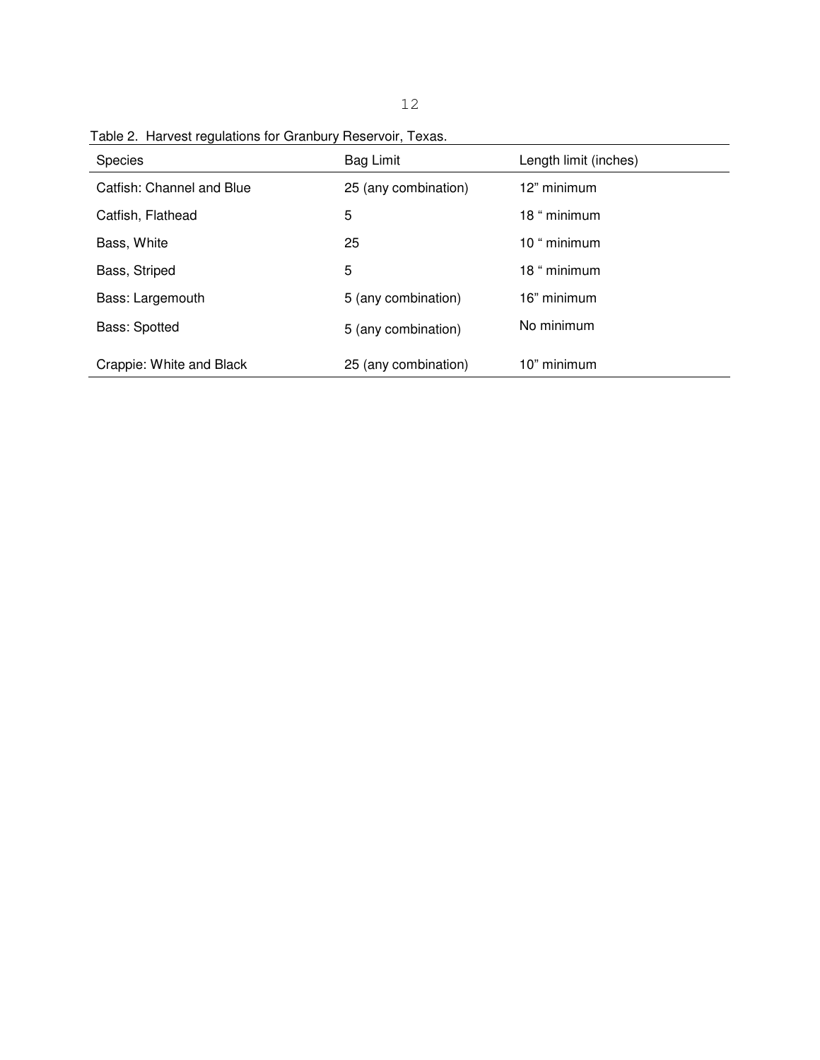Table 2. Harvest regulations for Granbury Reservoir, Texas.

| Species | Bag Limit | Length limit (inches) |
|---|---|---|
| Catfish: Channel and Blue | 25 (any combination) | 12" minimum |
| Catfish, Flathead | 5 | 18 " minimum |
| Bass, White | 25 | 10 " minimum |
| Bass, Striped | 5 | 18 " minimum |
| Bass: Largemouth | 5 (any combination) | 16" minimum |
| Bass: Spotted | 5 (any combination) | No minimum |
| Crappie: White and Black | 25 (any combination) | 10" minimum |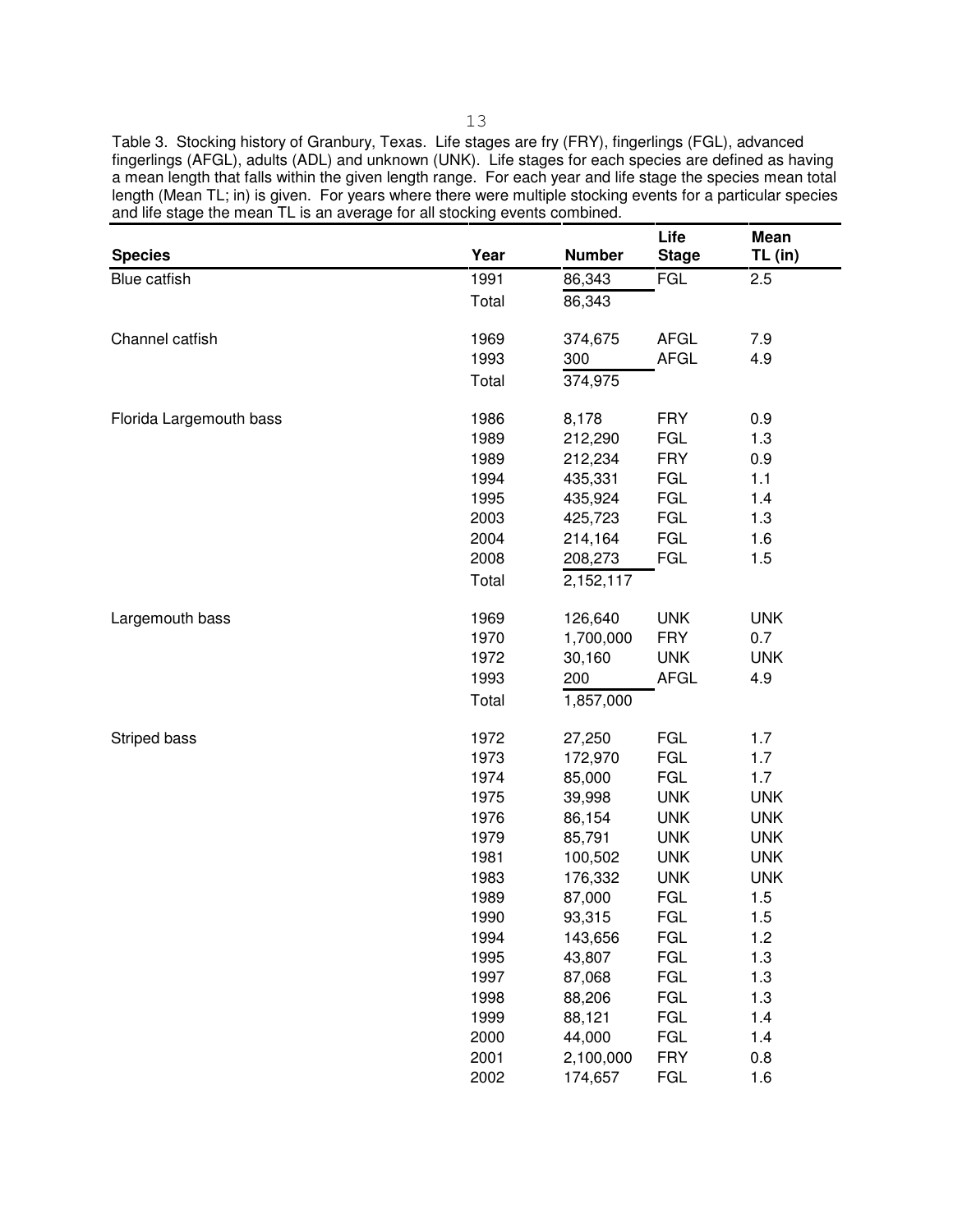Table 3. Stocking history of Granbury, Texas. Life stages are fry (FRY), fingerlings (FGL), advanced fingerlings (AFGL), adults (ADL) and unknown (UNK). Life stages for each species are defined as having a mean length that falls within the given length range. For each year and life stage the species mean total length (Mean TL; in) is given. For years where there were multiple stocking events for a particular species and life stage the mean TL is an average for all stocking events combined.

| Species | Year | Number | Life Stage | Mean TL (in) |
|---|---|---|---|---|
| Blue catfish | 1991 | 86,343 | FGL | 2.5 |
| | Total | 86,343 | | |
| Channel catfish | 1969 | 374,675 | AFGL | 7.9 |
| | 1993 | 300 | AFGL | 4.9 |
| | Total | 374,975 | | |
| Florida Largemouth bass | 1986 | 8,178 | FRY | 0.9 |
| | 1989 | 212,290 | FGL | 1.3 |
| | 1989 | 212,234 | FRY | 0.9 |
| | 1994 | 435,331 | FGL | 1.1 |
| | 1995 | 435,924 | FGL | 1.4 |
| | 2003 | 425,723 | FGL | 1.3 |
| | 2004 | 214,164 | FGL | 1.6 |
| | 2008 | 208,273 | FGL | 1.5 |
| | Total | 2,152,117 | | |
| Largemouth bass | 1969 | 126,640 | UNK | UNK |
| | 1970 | 1,700,000 | FRY | 0.7 |
| | 1972 | 30,160 | UNK | UNK |
| | 1993 | 200 | AFGL | 4.9 |
| | Total | 1,857,000 | | |
| Striped bass | 1972 | 27,250 | FGL | 1.7 |
| | 1973 | 172,970 | FGL | 1.7 |
| | 1974 | 85,000 | FGL | 1.7 |
| | 1975 | 39,998 | UNK | UNK |
| | 1976 | 86,154 | UNK | UNK |
| | 1979 | 85,791 | UNK | UNK |
| | 1981 | 100,502 | UNK | UNK |
| | 1983 | 176,332 | UNK | UNK |
| | 1989 | 87,000 | FGL | 1.5 |
| | 1990 | 93,315 | FGL | 1.5 |
| | 1994 | 143,656 | FGL | 1.2 |
| | 1995 | 43,807 | FGL | 1.3 |
| | 1997 | 87,068 | FGL | 1.3 |
| | 1998 | 88,206 | FGL | 1.3 |
| | 1999 | 88,121 | FGL | 1.4 |
| | 2000 | 44,000 | FGL | 1.4 |
| | 2001 | 2,100,000 | FRY | 0.8 |
| | 2002 | 174,657 | FGL | 1.6 |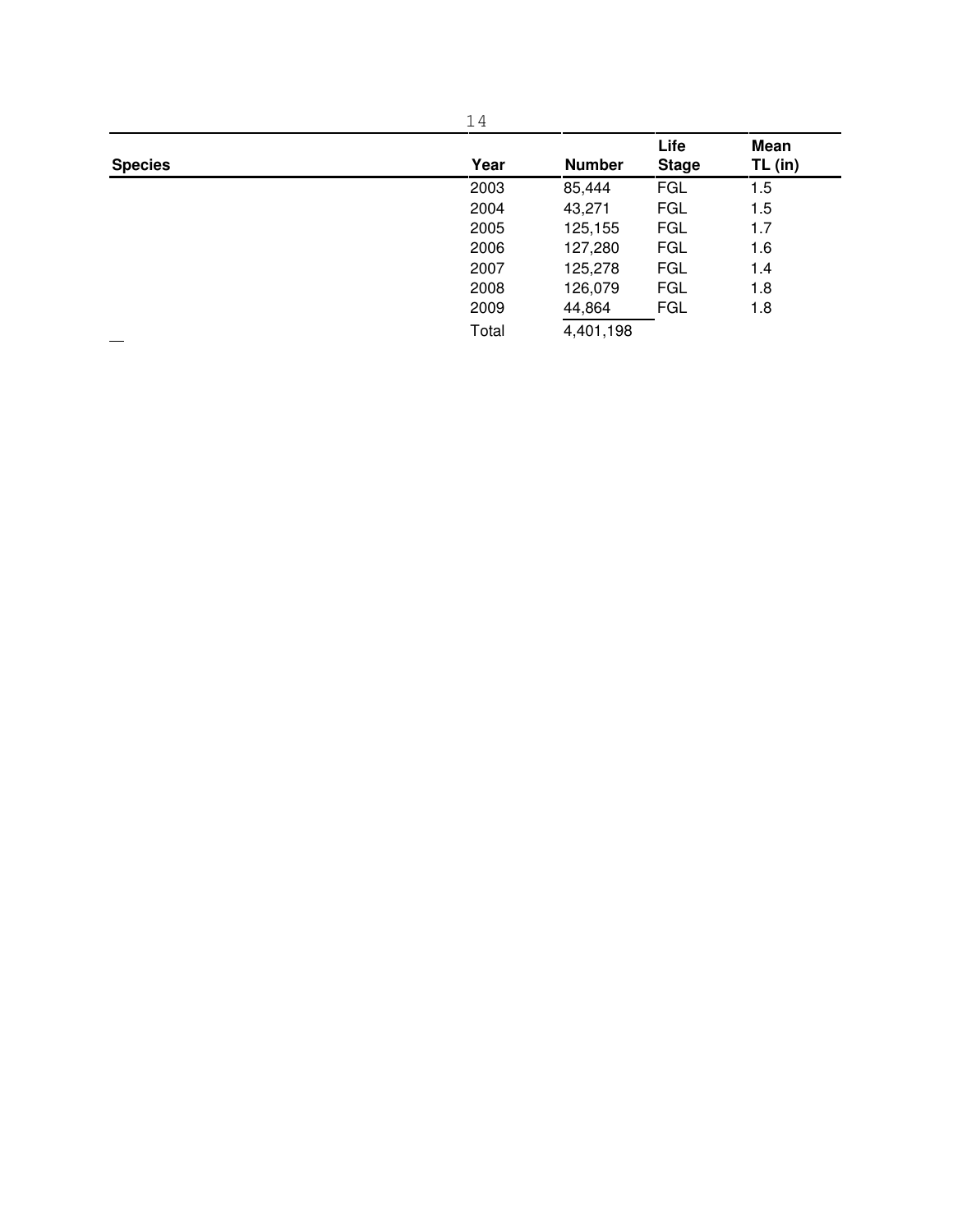| Species | Year | Number | Life Stage | Mean TL (in) |
|---|---|---|---|---|
| | 2003 | 85,444 | FGL | 1.5 |
| | 2004 | 43,271 | FGL | 1.5 |
| | 2005 | 125,155 | FGL | 1.7 |
| | 2006 | 127,280 | FGL | 1.6 |
| | 2007 | 125,278 | FGL | 1.4 |
| | 2008 | 126,079 | FGL | 1.8 |
| | 2009 | 44,864 | FGL | 1.8 |
| | Total | 4,401,198 | | |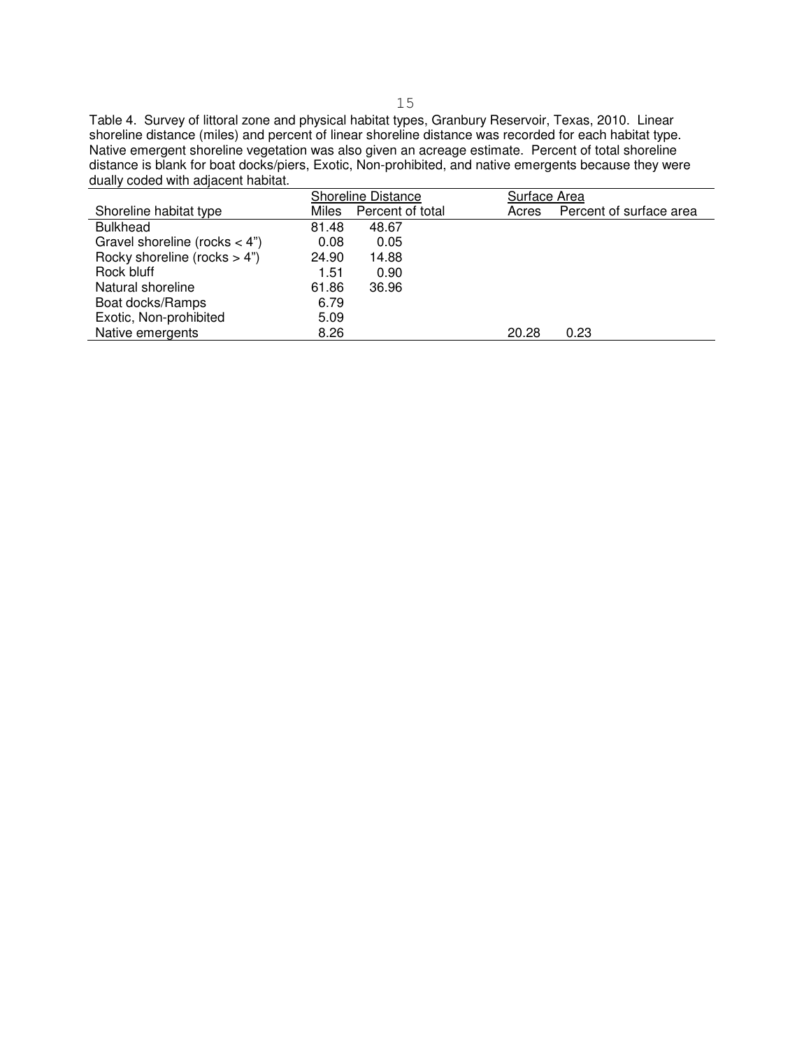Table 4. Survey of littoral zone and physical habitat types, Granbury Reservoir, Texas, 2010. Linear shoreline distance (miles) and percent of linear shoreline distance was recorded for each habitat type. Native emergent shoreline vegetation was also given an acreage estimate. Percent of total shoreline distance is blank for boat docks/piers, Exotic, Non-prohibited, and native emergents because they were dually coded with adjacent habitat.

| | Shoreline Distance | | Surface Area | |
|---|---|---|---|---|
| Shoreline habitat type | Miles | Percent of total | Acres | Percent of surface area |
| Bulkhead | 81.48 | 48.67 | | |
| Gravel shoreline (rocks < 4") | 0.08 | 0.05 | | |
| Rocky shoreline (rocks > 4") | 24.90 | 14.88 | | |
| Rock bluff | 1.51 | 0.90 | | |
| Natural shoreline | 61.86 | 36.96 | | |
| Boat docks/Ramps | 6.79 | | | |
| Exotic, Non-prohibited | 5.09 | | | |
| Native emergents | 8.26 | | 20.28 | 0.23 |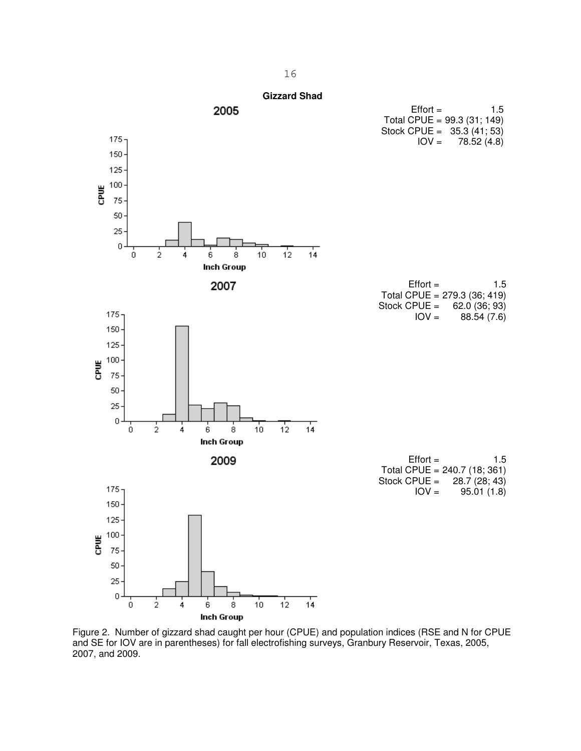**Gizzard Shad**

**2005**

Effort = 1.5
Total CPUE = 99.3 (31; 149)
Stock CPUE = 35.3 (41; 53)
IOV = 78.52 (4.8)

**2007**

Effort = 1.5
Total CPUE = 279.3 (36; 419)
Stock CPUE = 62.0 (36; 93)
IOV = 88.54 (7.6)

**2009**

Effort = 1.5
Total CPUE = 240.7 (18; 361)
Stock CPUE = 28.7 (28; 43)
IOV = 95.01 (1.8)

Figure 2. Number of gizzard shad caught per hour (CPUE) and population indices (RSE and N for CPUE and SE for IOV are in parentheses) for fall electrofishing surveys, Granbury Reservoir, Texas, 2005, 2007, and 2009.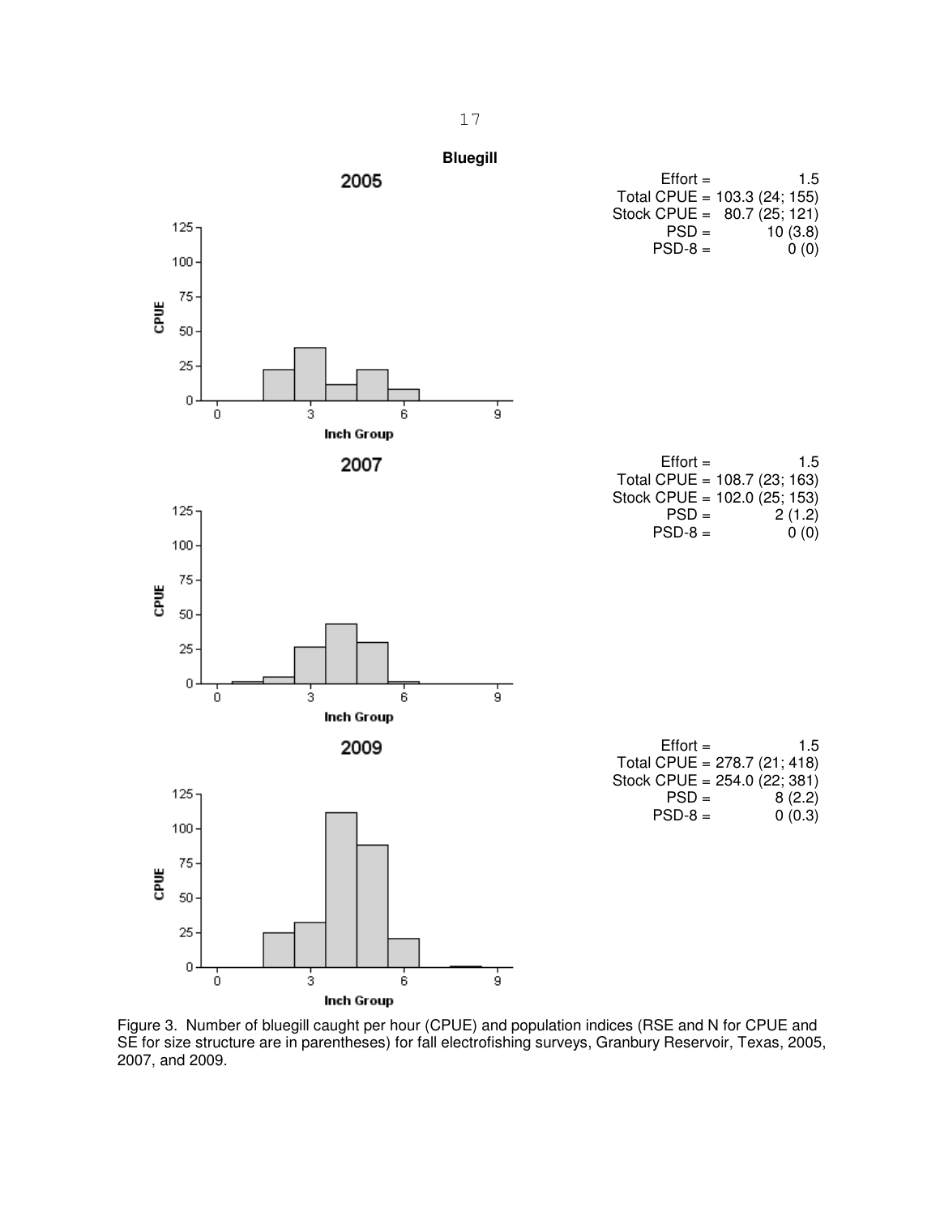**Bluegill**

2005

Effort = 1.5
Total CPUE = 103.3 (24; 155)
Stock CPUE = 80.7 (25; 121)
PSD = 10 (3.8)
PSD-8 = 0 (0)

2007

Effort = 1.5
Total CPUE = 108.7 (23; 163)
Stock CPUE = 102.0 (25; 153)
PSD = 2 (1.2)
PSD-8 = 0 (0)

2009

Effort = 1.5
Total CPUE = 278.7 (21; 418)
Stock CPUE = 254.0 (22; 381)
PSD = 8 (2.2)
PSD-8 = 0 (0.3)

Figure 3. Number of bluegill caught per hour (CPUE) and population indices (RSE and N for CPUE and SE for size structure are in parentheses) for fall electrofishing surveys, Granbury Reservoir, Texas, 2005, 2007, and 2009.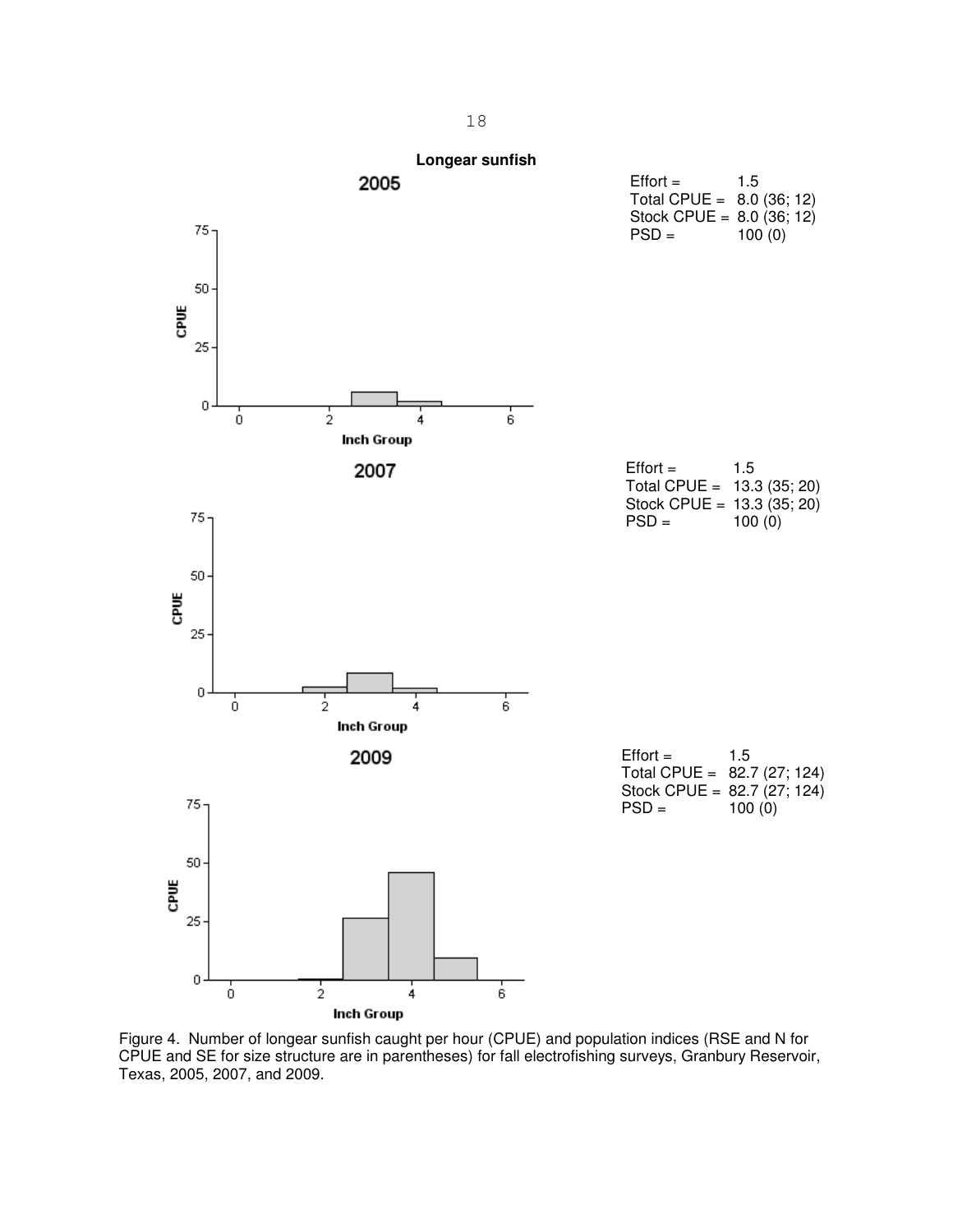## Longear sunfish

### 2005

Effort = 1.5
Total CPUE = 8.0 (36; 12)
Stock CPUE = 8.0 (36; 12)
PSD = 100 (0)

### 2007

Effort = 1.5
Total CPUE = 13.3 (35; 20)
Stock CPUE = 13.3 (35; 20)
PSD = 100 (0)

### 2009

Effort = 1.5
Total CPUE = 82.7 (27; 124)
Stock CPUE = 82.7 (27; 124)
PSD = 100 (0)

Figure 4. Number of longear sunfish caught per hour (CPUE) and population indices (RSE and N for CPUE and SE for size structure are in parentheses) for fall electrofishing surveys, Granbury Reservoir, Texas, 2005, 2007, and 2009.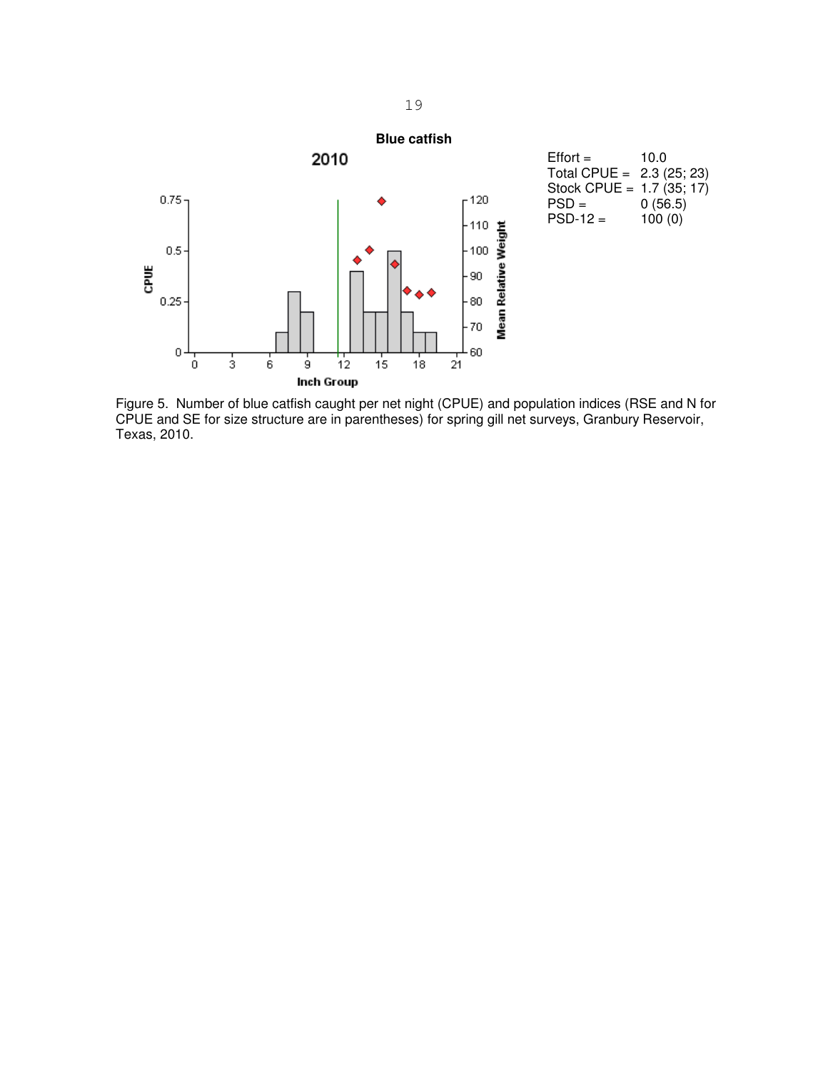**Blue catfish**

| | |
|---|---|
| Effort = | 10.0 |
| Total CPUE = | 2.3 (25; 23) |
| Stock CPUE = | 1.7 (35; 17) |
| PSD = | 0 (56.5) |
| PSD-12 = | 100 (0) |

Figure 5. Number of blue catfish caught per net night (CPUE) and population indices (RSE and N for CPUE and SE for size structure are in parentheses) for spring gill net surveys, Granbury Reservoir, Texas, 2010.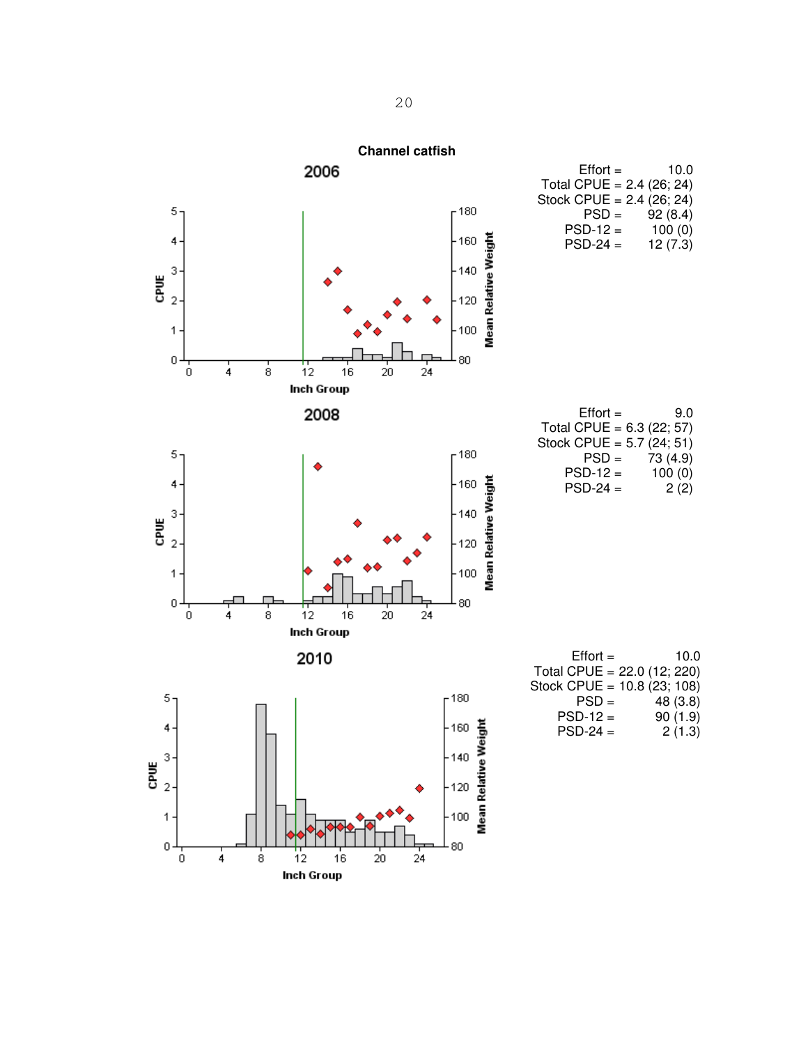**Channel catfish**

## 2006

| | |
|---|---|
| Effort = | 10.0 |
| Total CPUE = | 2.4 (26; 24) |
| Stock CPUE = | 2.4 (26; 24) |
| PSD = | 92 (8.4) |
| PSD-12 = | 100 (0) |
| PSD-24 = | 12 (7.3) |

## 2008

| | |
|---|---|
| Effort = | 9.0 |
| Total CPUE = | 6.3 (22; 57) |
| Stock CPUE = | 5.7 (24; 51) |
| PSD = | 73 (4.9) |
| PSD-12 = | 100 (0) |
| PSD-24 = | 2 (2) |

## 2010

| | |
|---|---|
| Effort = | 10.0 |
| Total CPUE = | 22.0 (12; 220) |
| Stock CPUE = | 10.8 (23; 108) |
| PSD = | 48 (3.8) |
| PSD-12 = | 90 (1.9) |
| PSD-24 = | 2 (1.3) |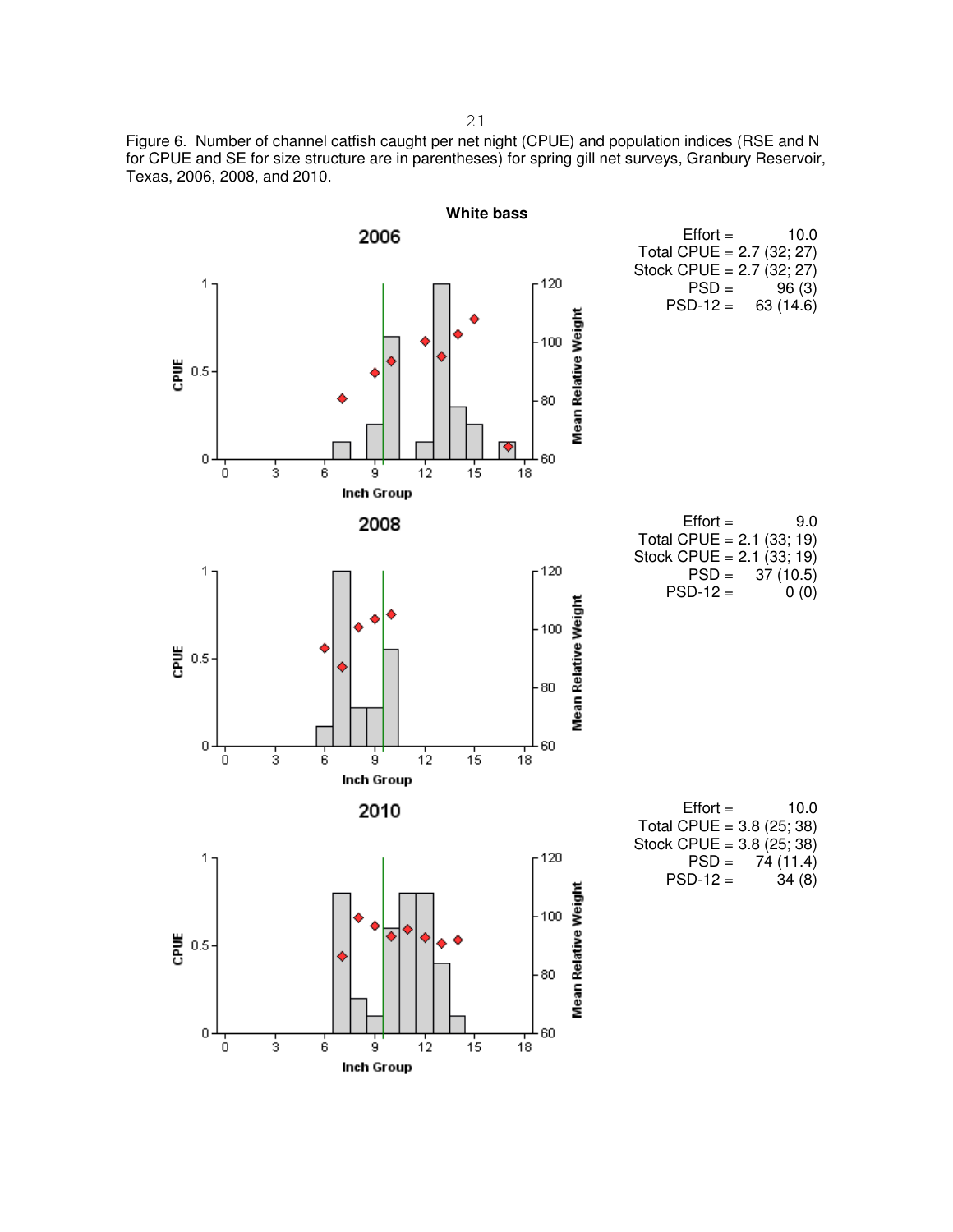Figure 6. Number of channel catfish caught per net night (CPUE) and population indices (RSE and N for CPUE and SE for size structure are in parentheses) for spring gill net surveys, Granbury Reservoir, Texas, 2006, 2008, and 2010.

**White bass**

**2006**

Effort = 10.0
Total CPUE = 2.7 (32; 27)
Stock CPUE = 2.7 (32; 27)
PSD = 96 (3)
PSD-12 = 63 (14.6)

**2008**

Effort = 9.0
Total CPUE = 2.1 (33; 19)
Stock CPUE = 2.1 (33; 19)
PSD = 37 (10.5)
PSD-12 = 0 (0)

**2010**

Effort = 10.0
Total CPUE = 3.8 (25; 38)
Stock CPUE = 3.8 (25; 38)
PSD = 74 (11.4)
PSD-12 = 34 (8)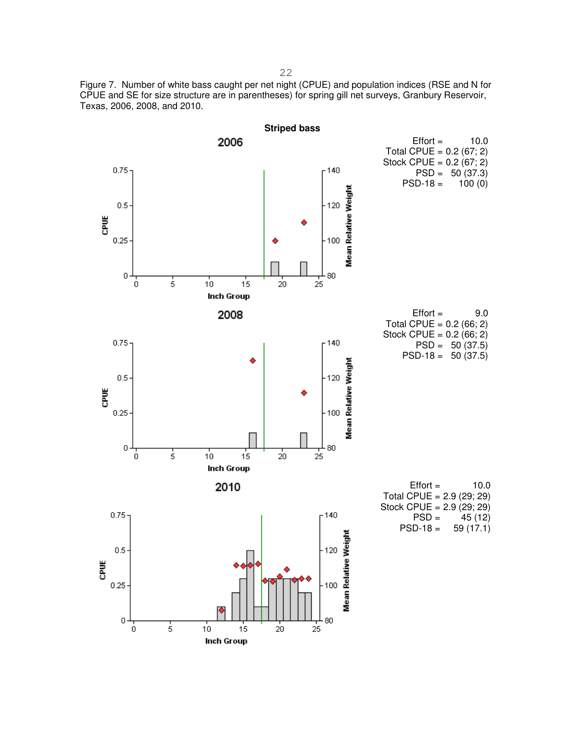Figure 7. Number of white bass caught per net night (CPUE) and population indices (RSE and N for CPUE and SE for size structure are in parentheses) for spring gill net surveys, Granbury Reservoir, Texas, 2006, 2008, and 2010.

**Striped bass**

**2006**

Effort = 10.0
Total CPUE = 0.2 (67; 2)
Stock CPUE = 0.2 (67; 2)
PSD = 50 (37.3)
PSD-18 = 100 (0)

**2008**

Effort = 9.0
Total CPUE = 0.2 (66; 2)
Stock CPUE = 0.2 (66; 2)
PSD = 50 (37.5)
PSD-18 = 50 (37.5)

**2010**

Effort = 10.0
Total CPUE = 2.9 (29; 29)
Stock CPUE = 2.9 (29; 29)
PSD = 45 (12)
PSD-18 = 59 (17.1)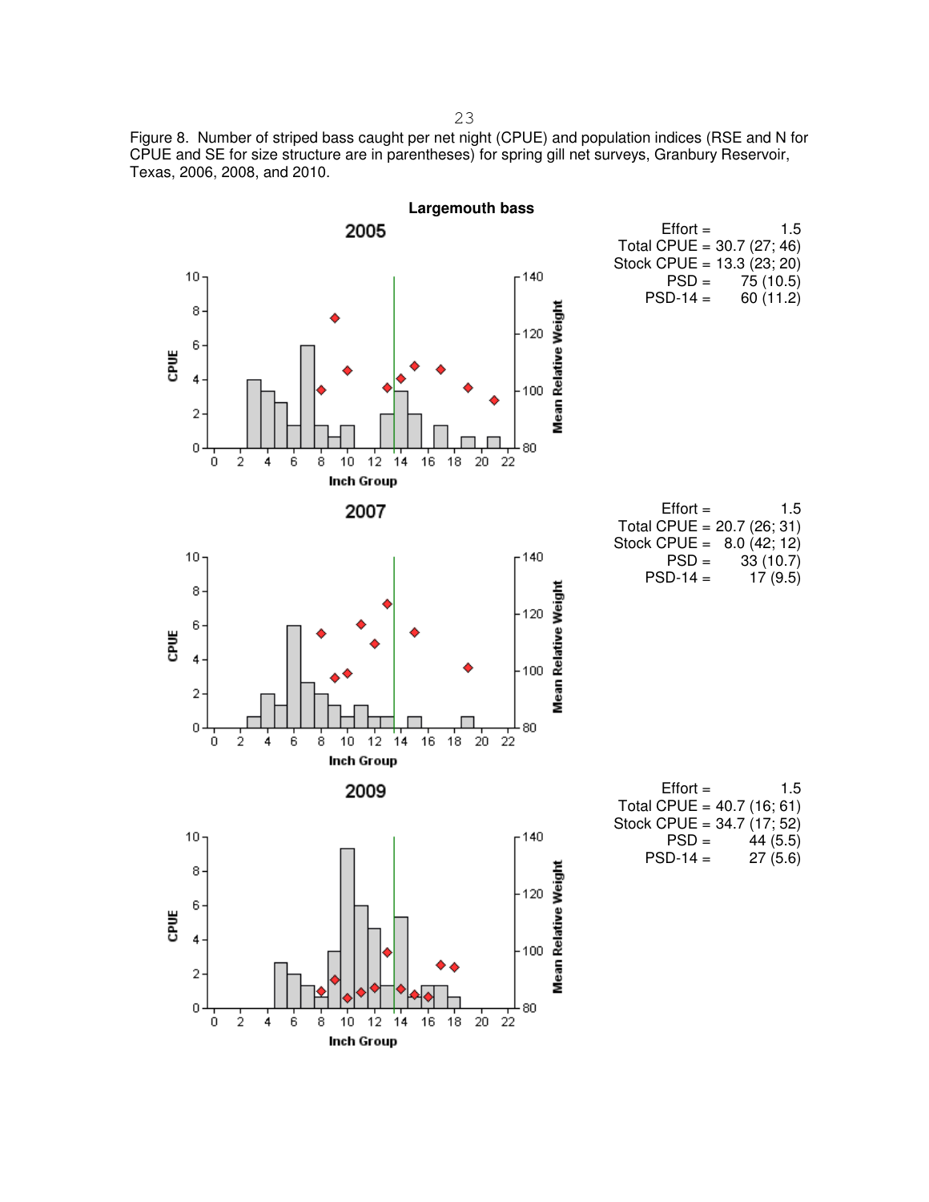Figure 8. Number of striped bass caught per net night (CPUE) and population indices (RSE and N for CPUE and SE for size structure are in parentheses) for spring gill net surveys, Granbury Reservoir, Texas, 2006, 2008, and 2010.

**Largemouth bass**

**2005**

Effort = 1.5
Total CPUE = 30.7 (27; 46)
Stock CPUE = 13.3 (23; 20)
PSD = 75 (10.5)
PSD-14 = 60 (11.2)

**2007**

Effort = 1.5
Total CPUE = 20.7 (26; 31)
Stock CPUE = 8.0 (42; 12)
PSD = 33 (10.7)
PSD-14 = 17 (9.5)

**2009**

Effort = 1.5
Total CPUE = 40.7 (16; 61)
Stock CPUE = 34.7 (17; 52)
PSD = 44 (5.5)
PSD-14 = 27 (5.6)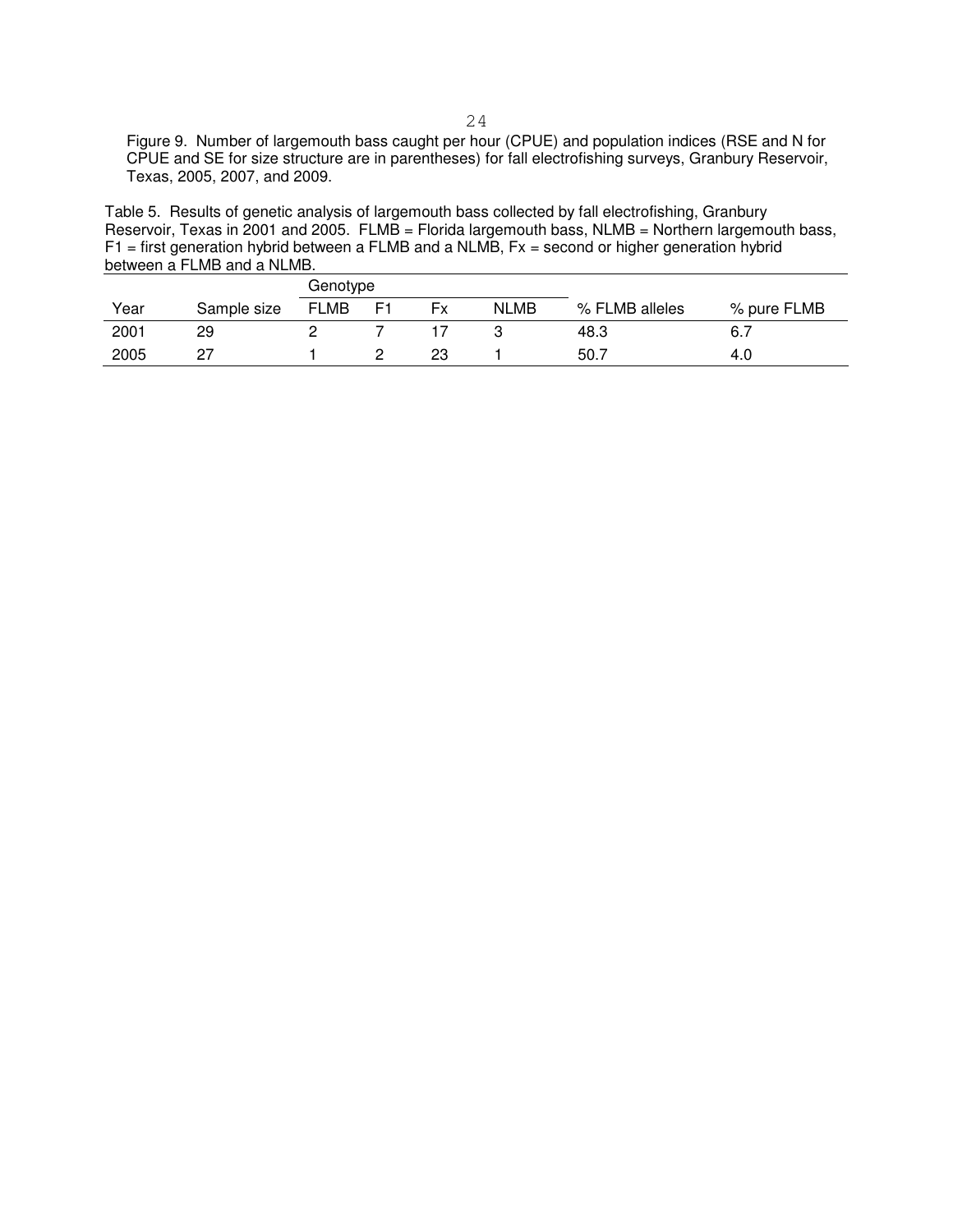Figure 9. Number of largemouth bass caught per hour (CPUE) and population indices (RSE and N for CPUE and SE for size structure are in parentheses) for fall electrofishing surveys, Granbury Reservoir, Texas, 2005, 2007, and 2009.

Table 5. Results of genetic analysis of largemouth bass collected by fall electrofishing, Granbury Reservoir, Texas in 2001 and 2005. FLMB = Florida largemouth bass, NLMB = Northern largemouth bass, F1 = first generation hybrid between a FLMB and a NLMB, Fx = second or higher generation hybrid between a FLMB and a NLMB.

| | | Genotype | | | | | |
|---|---|---|---|---|---|---|---|
| Year | Sample size | FLMB | F1 | Fx | NLMB | % FLMB alleles | % pure FLMB |
| 2001 | 29 | 2 | 7 | 17 | 3 | 48.3 | 6.7 |
| 2005 | 27 | 1 | 2 | 23 | 1 | 50.7 | 4.0 |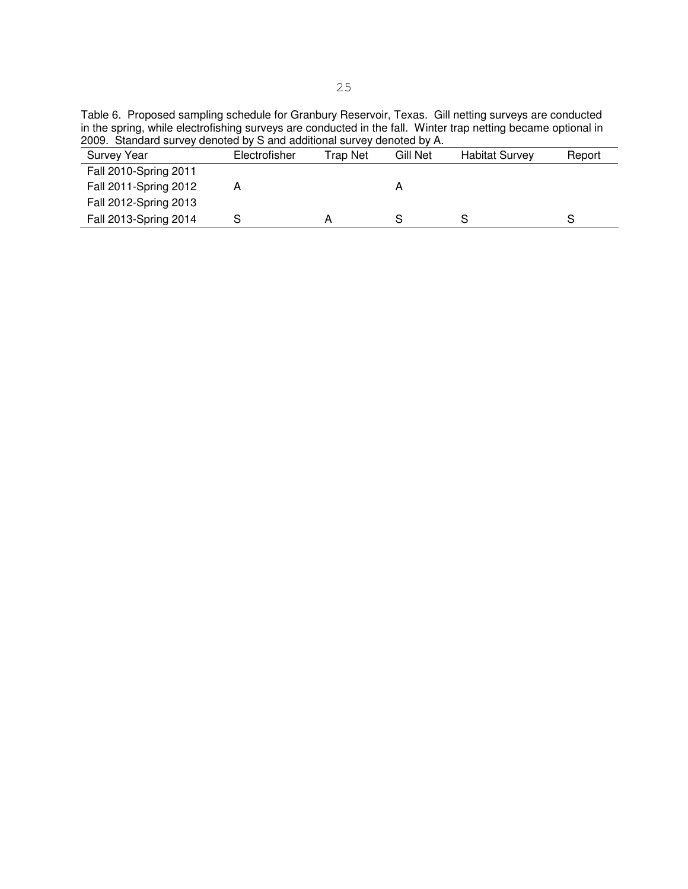Table 6. Proposed sampling schedule for Granbury Reservoir, Texas. Gill netting surveys are conducted in the spring, while electrofishing surveys are conducted in the fall. Winter trap netting became optional in 2009. Standard survey denoted by S and additional survey denoted by A.

| Survey Year | Electrofisher | Trap Net | Gill Net | Habitat Survey | Report |
|---|---|---|---|---|---|
| Fall 2010-Spring 2011 | | | | | |
| Fall 2011-Spring 2012 | A | | A | | |
| Fall 2012-Spring 2013 | | | | | |
| Fall 2013-Spring 2014 | S | A | S | S | S |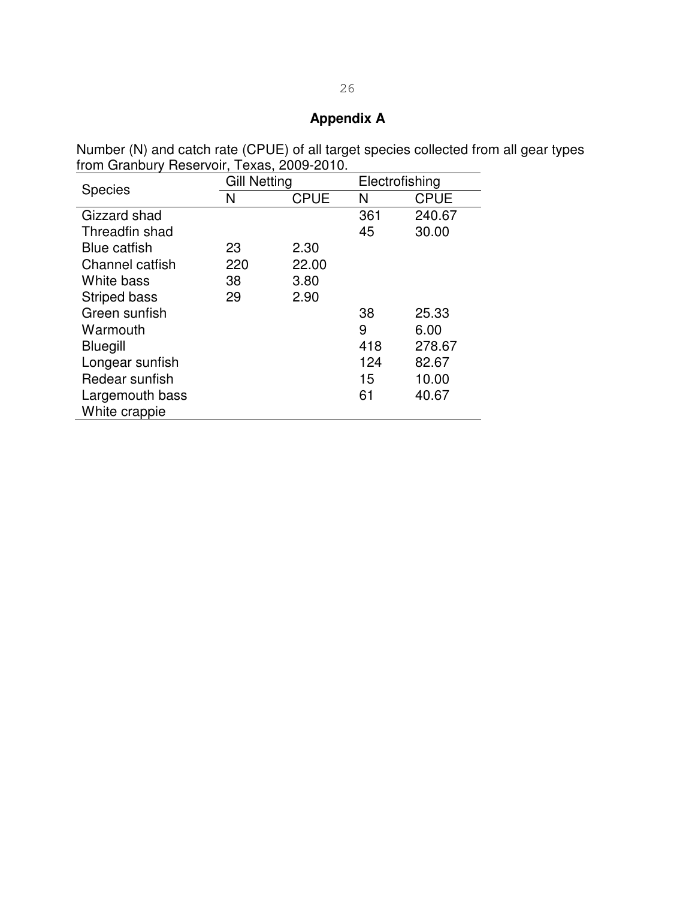## Appendix A

Number (N) and catch rate (CPUE) of all target species collected from all gear types from Granbury Reservoir, Texas, 2009-2010.

| Species | Gill Netting | | Electrofishing | |
|---|---|---|---|---|
| | N | CPUE | N | CPUE |
| Gizzard shad | | | 361 | 240.67 |
| Threadfin shad | | | 45 | 30.00 |
| Blue catfish | 23 | 2.30 | | |
| Channel catfish | 220 | 22.00 | | |
| White bass | 38 | 3.80 | | |
| Striped bass | 29 | 2.90 | | |
| Green sunfish | | | 38 | 25.33 |
| Warmouth | | | 9 | 6.00 |
| Bluegill | | | 418 | 278.67 |
| Longear sunfish | | | 124 | 82.67 |
| Redear sunfish | | | 15 | 10.00 |
| Largemouth bass | | | 61 | 40.67 |
| White crappie | | | | |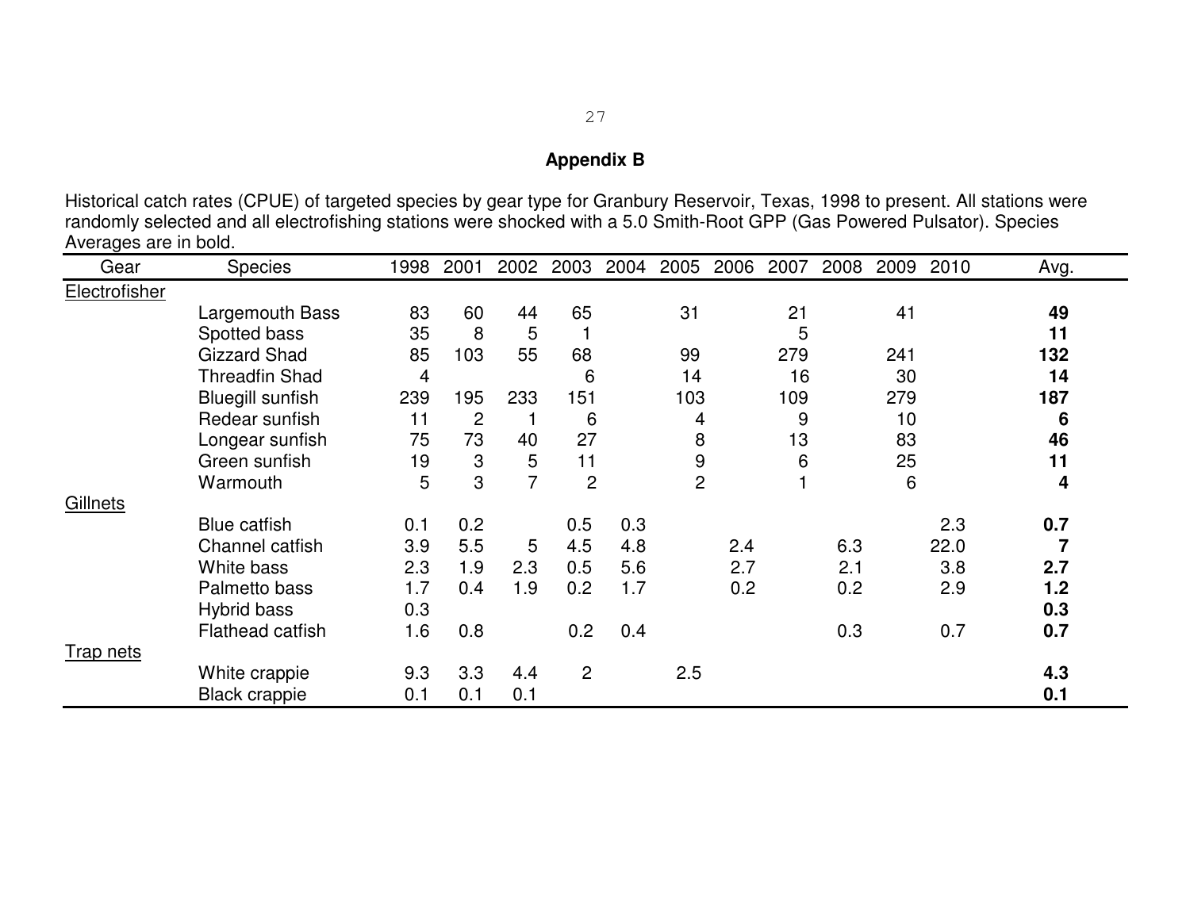## Appendix B

Historical catch rates (CPUE) of targeted species by gear type for Granbury Reservoir, Texas, 1998 to present. All stations were randomly selected and all electrofishing stations were shocked with a 5.0 Smith-Root GPP (Gas Powered Pulsator). Species Averages are in bold.

| Gear | Species | 1998 | 2001 | 2002 | 2003 | 2004 | 2005 | 2006 | 2007 | 2008 | 2009 | 2010 | Avg. |
|---|---|---|---|---|---|---|---|---|---|---|---|---|---|
| Electrofisher | | | | | | | | | | | | | |
| | Largemouth Bass | 83 | 60 | 44 | 65 | | 31 | | 21 | | 41 | | **49** |
| | Spotted bass | 35 | 8 | 5 | 1 | | | | 5 | | | | **11** |
| | Gizzard Shad | 85 | 103 | 55 | 68 | | 99 | | 279 | | 241 | | **132** |
| | Threadfin Shad | 4 | | | 6 | | 14 | | 16 | | 30 | | **14** |
| | Bluegill sunfish | 239 | 195 | 233 | 151 | | 103 | | 109 | | 279 | | **187** |
| | Redear sunfish | 11 | 2 | 1 | 6 | | 4 | | 9 | | 10 | | **6** |
| | Longear sunfish | 75 | 73 | 40 | 27 | | 8 | | 13 | | 83 | | **46** |
| | Green sunfish | 19 | 3 | 5 | 11 | | 9 | | 6 | | 25 | | **11** |
| | Warmouth | 5 | 3 | 7 | 2 | | 2 | | 1 | | 6 | | **4** |
| Gillnets | | | | | | | | | | | | | |
| | Blue catfish | 0.1 | 0.2 | | 0.5 | 0.3 | | | | | | 2.3 | **0.7** |
| | Channel catfish | 3.9 | 5.5 | 5 | 4.5 | 4.8 | | 2.4 | | 6.3 | | 22.0 | **7** |
| | White bass | 2.3 | 1.9 | 2.3 | 0.5 | 5.6 | | 2.7 | | 2.1 | | 3.8 | **2.7** |
| | Palmetto bass | 1.7 | 0.4 | 1.9 | 0.2 | 1.7 | | 0.2 | | 0.2 | | 2.9 | **1.2** |
| | Hybrid bass | 0.3 | | | | | | | | | | | **0.3** |
| | Flathead catfish | 1.6 | 0.8 | | 0.2 | 0.4 | | | | 0.3 | | 0.7 | **0.7** |
| Trap nets | | | | | | | | | | | | | |
| | White crappie | 9.3 | 3.3 | 4.4 | 2 | | 2.5 | | | | | | **4.3** |
| | Black crappie | 0.1 | 0.1 | 0.1 | | | | | | | | | **0.1** |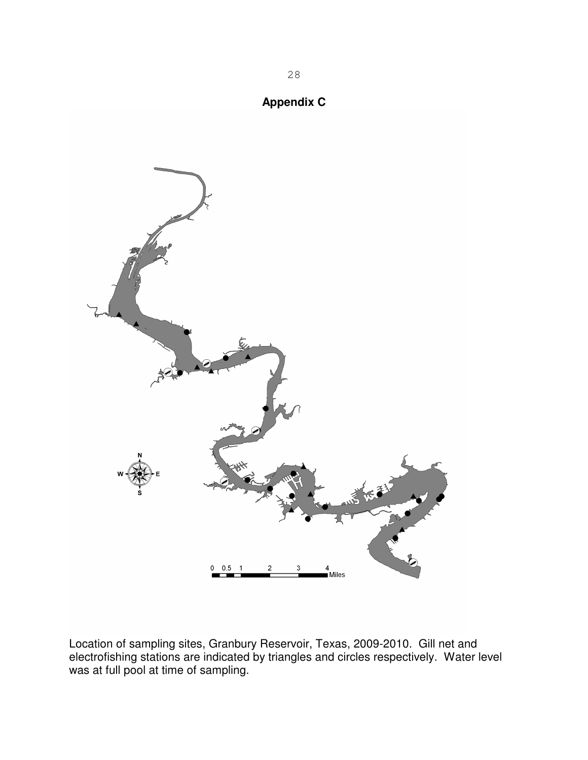# Appendix C

N
W
E
S

0 0.5 1 2 3 4
Miles

Location of sampling sites, Granbury Reservoir, Texas, 2009-2010. Gill net and electrofishing stations are indicated by triangles and circles respectively. Water level was at full pool at time of sampling.